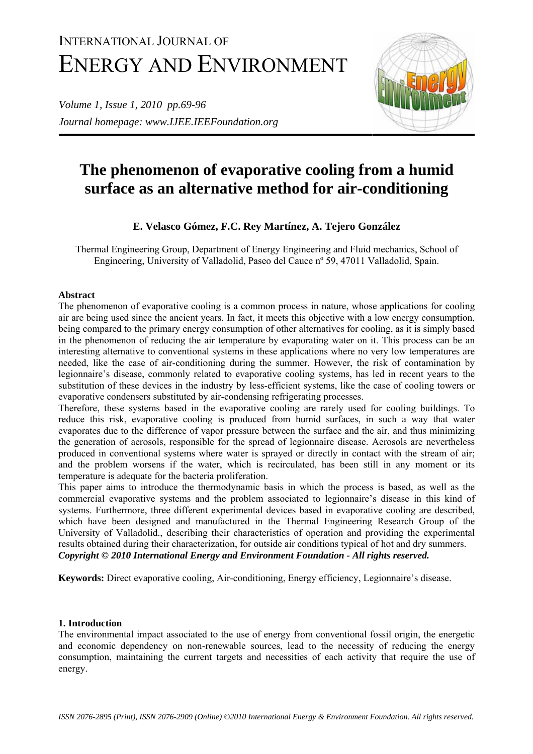# INTERNATIONAL JOURNAL OF ENERGY AND ENVIRONMENT

*Volume 1, Issue 1, 2010 pp.69-96*
*Journal homepage: www.IJEE.IEEFoundation.org*

# The phenomenon of evaporative cooling from a humid surface as an alternative method for air-conditioning

**E. Velasco Gómez, F.C. Rey Martínez, A. Tejero González**

Thermal Engineering Group, Department of Energy Engineering and Fluid mechanics, School of Engineering, University of Valladolid, Paseo del Cauce nº 59, 47011 Valladolid, Spain.

## Abstract

The phenomenon of evaporative cooling is a common process in nature, whose applications for cooling air are being used since the ancient years. In fact, it meets this objective with a low energy consumption, being compared to the primary energy consumption of other alternatives for cooling, as it is simply based in the phenomenon of reducing the air temperature by evaporating water on it. This process can be an interesting alternative to conventional systems in these applications where no very low temperatures are needed, like the case of air-conditioning during the summer. However, the risk of contamination by legionnaire's disease, commonly related to evaporative cooling systems, has led in recent years to the substitution of these devices in the industry by less-efficient systems, like the case of cooling towers or evaporative condensers substituted by air-condensing refrigerating processes.

Therefore, these systems based in the evaporative cooling are rarely used for cooling buildings. To reduce this risk, evaporative cooling is produced from humid surfaces, in such a way that water evaporates due to the difference of vapor pressure between the surface and the air, and thus minimizing the generation of aerosols, responsible for the spread of legionnaire disease. Aerosols are nevertheless produced in conventional systems where water is sprayed or directly in contact with the stream of air; and the problem worsens if the water, which is recirculated, has been still in any moment or its temperature is adequate for the bacteria proliferation.

This paper aims to introduce the thermodynamic basis in which the process is based, as well as the commercial evaporative systems and the problem associated to legionnaire's disease in this kind of systems. Furthermore, three different experimental devices based in evaporative cooling are described, which have been designed and manufactured in the Thermal Engineering Research Group of the University of Valladolid., describing their characteristics of operation and providing the experimental results obtained during their characterization, for outside air conditions typical of hot and dry summers.

***Copyright © 2010 International Energy and Environment Foundation - All rights reserved.***

**Keywords:** Direct evaporative cooling, Air-conditioning, Energy efficiency, Legionnaire's disease.

## 1. Introduction

The environmental impact associated to the use of energy from conventional fossil origin, the energetic and economic dependency on non-renewable sources, lead to the necessity of reducing the energy consumption, maintaining the current targets and necessities of each activity that require the use of energy.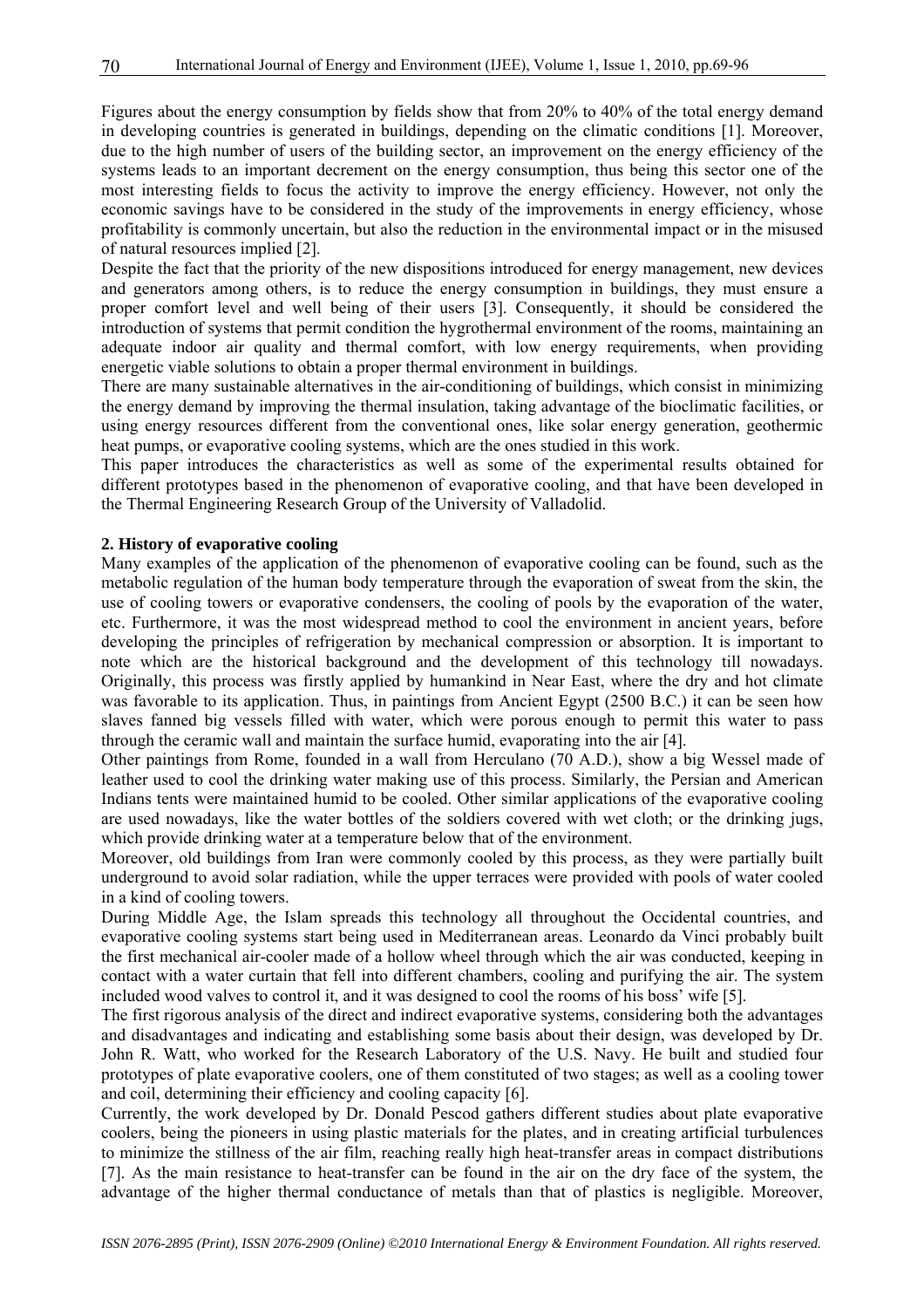Figures about the energy consumption by fields show that from 20% to 40% of the total energy demand in developing countries is generated in buildings, depending on the climatic conditions [1]. Moreover, due to the high number of users of the building sector, an improvement on the energy efficiency of the systems leads to an important decrement on the energy consumption, thus being this sector one of the most interesting fields to focus the activity to improve the energy efficiency. However, not only the economic savings have to be considered in the study of the improvements in energy efficiency, whose profitability is commonly uncertain, but also the reduction in the environmental impact or in the misused of natural resources implied [2].

Despite the fact that the priority of the new dispositions introduced for energy management, new devices and generators among others, is to reduce the energy consumption in buildings, they must ensure a proper comfort level and well being of their users [3]. Consequently, it should be considered the introduction of systems that permit condition the hygrothermal environment of the rooms, maintaining an adequate indoor air quality and thermal comfort, with low energy requirements, when providing energetic viable solutions to obtain a proper thermal environment in buildings.

There are many sustainable alternatives in the air-conditioning of buildings, which consist in minimizing the energy demand by improving the thermal insulation, taking advantage of the bioclimatic facilities, or using energy resources different from the conventional ones, like solar energy generation, geothermic heat pumps, or evaporative cooling systems, which are the ones studied in this work.

This paper introduces the characteristics as well as some of the experimental results obtained for different prototypes based in the phenomenon of evaporative cooling, and that have been developed in the Thermal Engineering Research Group of the University of Valladolid.

## 2. History of evaporative cooling

Many examples of the application of the phenomenon of evaporative cooling can be found, such as the metabolic regulation of the human body temperature through the evaporation of sweat from the skin, the use of cooling towers or evaporative condensers, the cooling of pools by the evaporation of the water, etc. Furthermore, it was the most widespread method to cool the environment in ancient years, before developing the principles of refrigeration by mechanical compression or absorption. It is important to note which are the historical background and the development of this technology till nowadays. Originally, this process was firstly applied by humankind in Near East, where the dry and hot climate was favorable to its application. Thus, in paintings from Ancient Egypt (2500 B.C.) it can be seen how slaves fanned big vessels filled with water, which were porous enough to permit this water to pass through the ceramic wall and maintain the surface humid, evaporating into the air [4].

Other paintings from Rome, founded in a wall from Herculano (70 A.D.), show a big Wessel made of leather used to cool the drinking water making use of this process. Similarly, the Persian and American Indians tents were maintained humid to be cooled. Other similar applications of the evaporative cooling are used nowadays, like the water bottles of the soldiers covered with wet cloth; or the drinking jugs, which provide drinking water at a temperature below that of the environment.

Moreover, old buildings from Iran were commonly cooled by this process, as they were partially built underground to avoid solar radiation, while the upper terraces were provided with pools of water cooled in a kind of cooling towers.

During Middle Age, the Islam spreads this technology all throughout the Occidental countries, and evaporative cooling systems start being used in Mediterranean areas. Leonardo da Vinci probably built the first mechanical air-cooler made of a hollow wheel through which the air was conducted, keeping in contact with a water curtain that fell into different chambers, cooling and purifying the air. The system included wood valves to control it, and it was designed to cool the rooms of his boss' wife [5].

The first rigorous analysis of the direct and indirect evaporative systems, considering both the advantages and disadvantages and indicating and establishing some basis about their design, was developed by Dr. John R. Watt, who worked for the Research Laboratory of the U.S. Navy. He built and studied four prototypes of plate evaporative coolers, one of them constituted of two stages; as well as a cooling tower and coil, determining their efficiency and cooling capacity [6].

Currently, the work developed by Dr. Donald Pescod gathers different studies about plate evaporative coolers, being the pioneers in using plastic materials for the plates, and in creating artificial turbulences to minimize the stillness of the air film, reaching really high heat-transfer areas in compact distributions [7]. As the main resistance to heat-transfer can be found in the air on the dry face of the system, the advantage of the higher thermal conductance of metals than that of plastics is negligible. Moreover,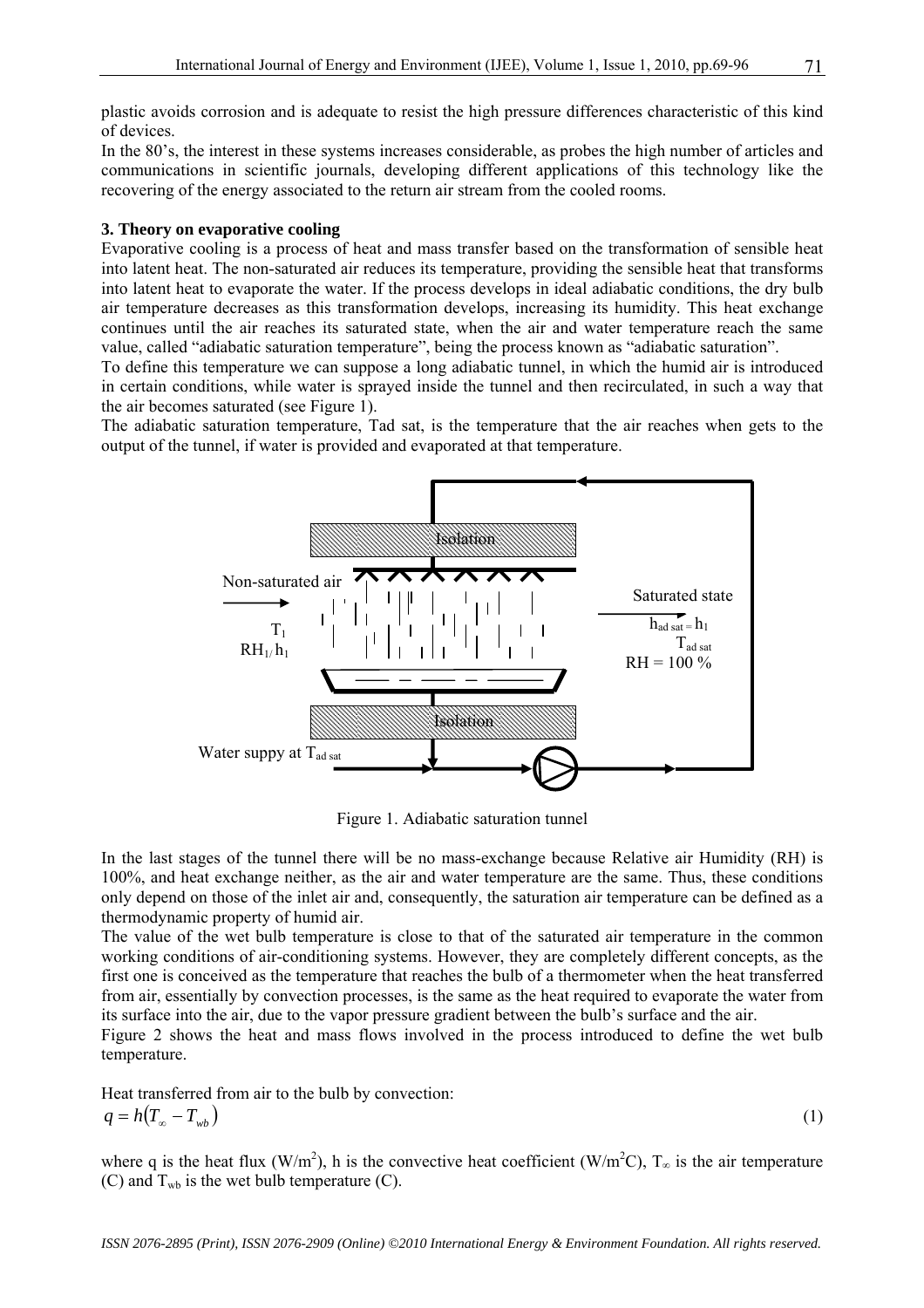plastic avoids corrosion and is adequate to resist the high pressure differences characteristic of this kind of devices.

In the 80's, the interest in these systems increases considerable, as probes the high number of articles and communications in scientific journals, developing different applications of this technology like the recovering of the energy associated to the return air stream from the cooled rooms.

### 3. Theory on evaporative cooling

Evaporative cooling is a process of heat and mass transfer based on the transformation of sensible heat into latent heat. The non-saturated air reduces its temperature, providing the sensible heat that transforms into latent heat to evaporate the water. If the process develops in ideal adiabatic conditions, the dry bulb air temperature decreases as this transformation develops, increasing its humidity. This heat exchange continues until the air reaches its saturated state, when the air and water temperature reach the same value, called "adiabatic saturation temperature", being the process known as "adiabatic saturation".

To define this temperature we can suppose a long adiabatic tunnel, in which the humid air is introduced in certain conditions, while water is sprayed inside the tunnel and then recirculated, in such a way that the air becomes saturated (see Figure 1).

The adiabatic saturation temperature, Tad sat, is the temperature that the air reaches when gets to the output of the tunnel, if water is provided and evaporated at that temperature.

Figure 1. Adiabatic saturation tunnel

In the last stages of the tunnel there will be no mass-exchange because Relative air Humidity (RH) is 100%, and heat exchange neither, as the air and water temperature are the same. Thus, these conditions only depend on those of the inlet air and, consequently, the saturation air temperature can be defined as a thermodynamic property of humid air.

The value of the wet bulb temperature is close to that of the saturated air temperature in the common working conditions of air-conditioning systems. However, they are completely different concepts, as the first one is conceived as the temperature that reaches the bulb of a thermometer when the heat transferred from air, essentially by convection processes, is the same as the heat required to evaporate the water from its surface into the air, due to the vapor pressure gradient between the bulb's surface and the air.

Figure 2 shows the heat and mass flows involved in the process introduced to define the wet bulb temperature.

Heat transferred from air to the bulb by convection:

$$q = h\left(T_{\infty} - T_{wb}\right) \tag{1}$$

where q is the heat flux ($W/m^2$), h is the convective heat coefficient ($W/m^2C$), $T_{\infty}$ is the air temperature (C) and $T_{wb}$ is the wet bulb temperature (C).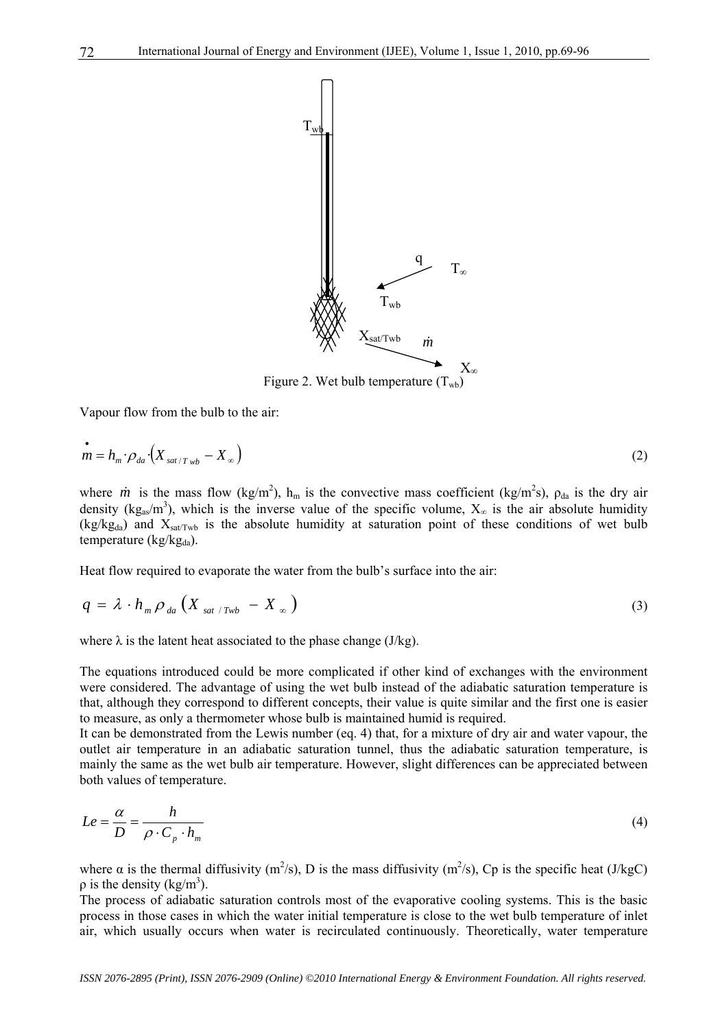Figure 2. Wet bulb temperature ($T_{wb}$)

Vapour flow from the bulb to the air:

$$\dot{m} = h_m \cdot \rho_{da} \cdot \left( X_{sat/T\,wb} - X_{\infty} \right) \tag{2}$$

where $\dot{m}$ is the mass flow (kg/m$^2$), $h_m$ is the convective mass coefficient (kg/m$^2$s), $\rho_{da}$ is the dry air density (kg$_{as}$/m$^3$), which is the inverse value of the specific volume, $X_\infty$ is the air absolute humidity (kg/kg$_{da}$) and $X_{sat/Twb}$ is the absolute humidity at saturation point of these conditions of wet bulb temperature (kg/kg$_{da}$).

Heat flow required to evaporate the water from the bulb's surface into the air:

$$q = \lambda \cdot h_m \rho_{da} \left( X_{sat/Twb} - X_{\infty} \right) \tag{3}$$

where $\lambda$ is the latent heat associated to the phase change (J/kg).

The equations introduced could be more complicated if other kind of exchanges with the environment were considered. The advantage of using the wet bulb instead of the adiabatic saturation temperature is that, although they correspond to different concepts, their value is quite similar and the first one is easier to measure, as only a thermometer whose bulb is maintained humid is required.
It can be demonstrated from the Lewis number (eq. 4) that, for a mixture of dry air and water vapour, the outlet air temperature in an adiabatic saturation tunnel, thus the adiabatic saturation temperature, is mainly the same as the wet bulb air temperature. However, slight differences can be appreciated between both values of temperature.

$$Le = \frac{\alpha}{D} = \frac{h}{\rho \cdot C_p \cdot h_m} \tag{4}$$

where $\alpha$ is the thermal diffusivity (m$^2$/s), D is the mass diffusivity (m$^2$/s), Cp is the specific heat (J/kgC) $\rho$ is the density (kg/m$^3$).
The process of adiabatic saturation controls most of the evaporative cooling systems. This is the basic process in those cases in which the water initial temperature is close to the wet bulb temperature of inlet air, which usually occurs when water is recirculated continuously. Theoretically, water temperature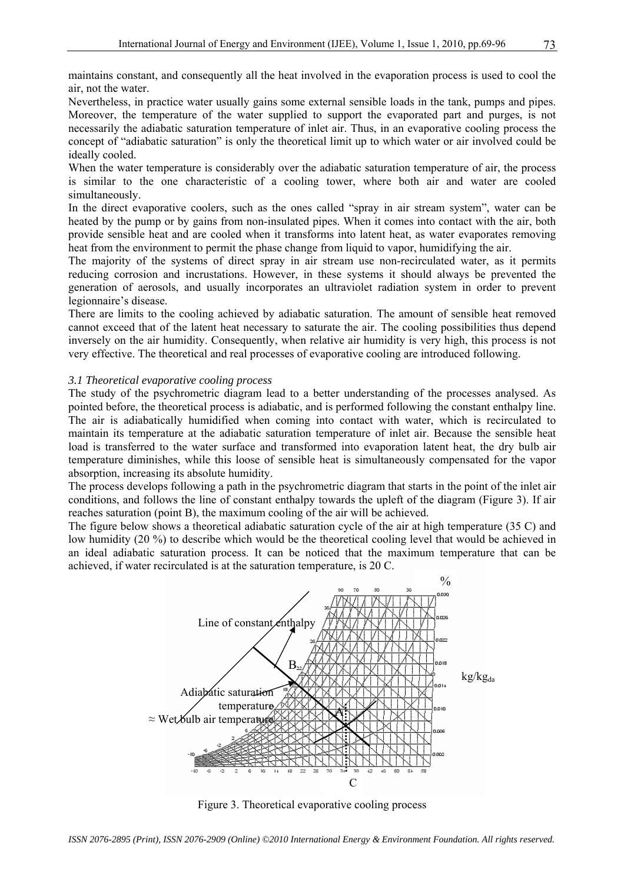maintains constant, and consequently all the heat involved in the evaporation process is used to cool the air, not the water.

Nevertheless, in practice water usually gains some external sensible loads in the tank, pumps and pipes. Moreover, the temperature of the water supplied to support the evaporated part and purges, is not necessarily the adiabatic saturation temperature of inlet air. Thus, in an evaporative cooling process the concept of "adiabatic saturation" is only the theoretical limit up to which water or air involved could be ideally cooled.

When the water temperature is considerably over the adiabatic saturation temperature of air, the process is similar to the one characteristic of a cooling tower, where both air and water are cooled simultaneously.

In the direct evaporative coolers, such as the ones called "spray in air stream system", water can be heated by the pump or by gains from non-insulated pipes. When it comes into contact with the air, both provide sensible heat and are cooled when it transforms into latent heat, as water evaporates removing heat from the environment to permit the phase change from liquid to vapor, humidifying the air.

The majority of the systems of direct spray in air stream use non-recirculated water, as it permits reducing corrosion and incrustations. However, in these systems it should always be prevented the generation of aerosols, and usually incorporates an ultraviolet radiation system in order to prevent legionnaire's disease.

There are limits to the cooling achieved by adiabatic saturation. The amount of sensible heat removed cannot exceed that of the latent heat necessary to saturate the air. The cooling possibilities thus depend inversely on the air humidity. Consequently, when relative air humidity is very high, this process is not very effective. The theoretical and real processes of evaporative cooling are introduced following.

### *3.1 Theoretical evaporative cooling process*

The study of the psychrometric diagram lead to a better understanding of the processes analysed. As pointed before, the theoretical process is adiabatic, and is performed following the constant enthalpy line. The air is adiabatically humidified when coming into contact with water, which is recirculated to maintain its temperature at the adiabatic saturation temperature of inlet air. Because the sensible heat load is transferred to the water surface and transformed into evaporation latent heat, the dry bulb air temperature diminishes, while this loose of sensible heat is simultaneously compensated for the vapor absorption, increasing its absolute humidity.

The process develops following a path in the psychrometric diagram that starts in the point of the inlet air conditions, and follows the line of constant enthalpy towards the upleft of the diagram (Figure 3). If air reaches saturation (point B), the maximum cooling of the air will be achieved.

The figure below shows a theoretical adiabatic saturation cycle of the air at high temperature (35 C) and low humidity (20 %) to describe which would be the theoretical cooling level that would be achieved in an ideal adiabatic saturation process. It can be noticed that the maximum temperature that can be achieved, if water recirculated is at the saturation temperature, is 20 C.

Figure 3. Theoretical evaporative cooling process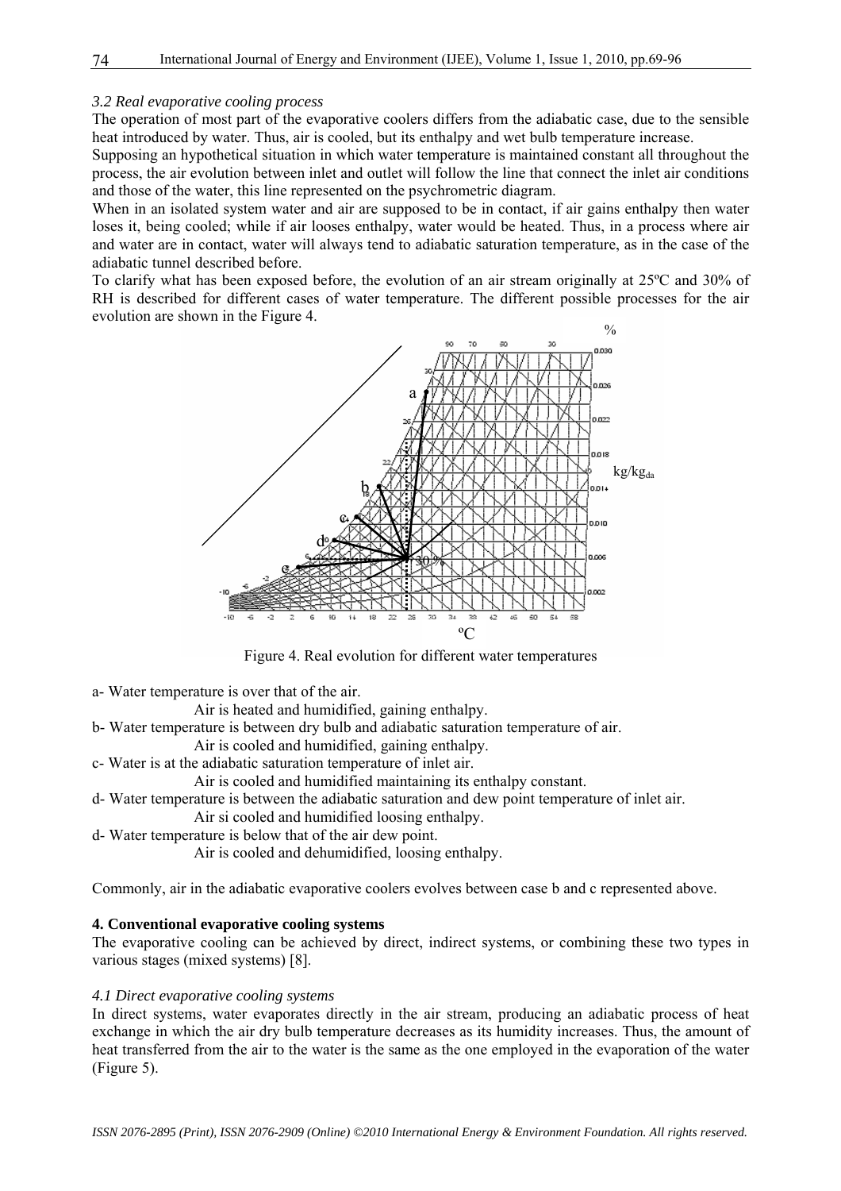### *3.2 Real evaporative cooling process*

The operation of most part of the evaporative coolers differs from the adiabatic case, due to the sensible heat introduced by water. Thus, air is cooled, but its enthalpy and wet bulb temperature increase.

Supposing an hypothetical situation in which water temperature is maintained constant all throughout the process, the air evolution between inlet and outlet will follow the line that connect the inlet air conditions and those of the water, this line represented on the psychrometric diagram.

When in an isolated system water and air are supposed to be in contact, if air gains enthalpy then water loses it, being cooled; while if air looses enthalpy, water would be heated. Thus, in a process where air and water are in contact, water will always tend to adiabatic saturation temperature, as in the case of the adiabatic tunnel described before.

To clarify what has been exposed before, the evolution of an air stream originally at 25ºC and 30% of RH is described for different cases of water temperature. The different possible processes for the air evolution are shown in the Figure 4.

Figure 4. Real evolution for different water temperatures

a- Water temperature is over that of the air.
   Air is heated and humidified, gaining enthalpy.

b- Water temperature is between dry bulb and adiabatic saturation temperature of air.
   Air is cooled and humidified, gaining enthalpy.

c- Water is at the adiabatic saturation temperature of inlet air.
   Air is cooled and humidified maintaining its enthalpy constant.

d- Water temperature is between the adiabatic saturation and dew point temperature of inlet air.
   Air si cooled and humidified loosing enthalpy.

d- Water temperature is below that of the air dew point.
   Air is cooled and dehumidified, loosing enthalpy.

Commonly, air in the adiabatic evaporative coolers evolves between case b and c represented above.

## 4. Conventional evaporative cooling systems

The evaporative cooling can be achieved by direct, indirect systems, or combining these two types in various stages (mixed systems) [8].

### *4.1 Direct evaporative cooling systems*

In direct systems, water evaporates directly in the air stream, producing an adiabatic process of heat exchange in which the air dry bulb temperature decreases as its humidity increases. Thus, the amount of heat transferred from the air to the water is the same as the one employed in the evaporation of the water (Figure 5).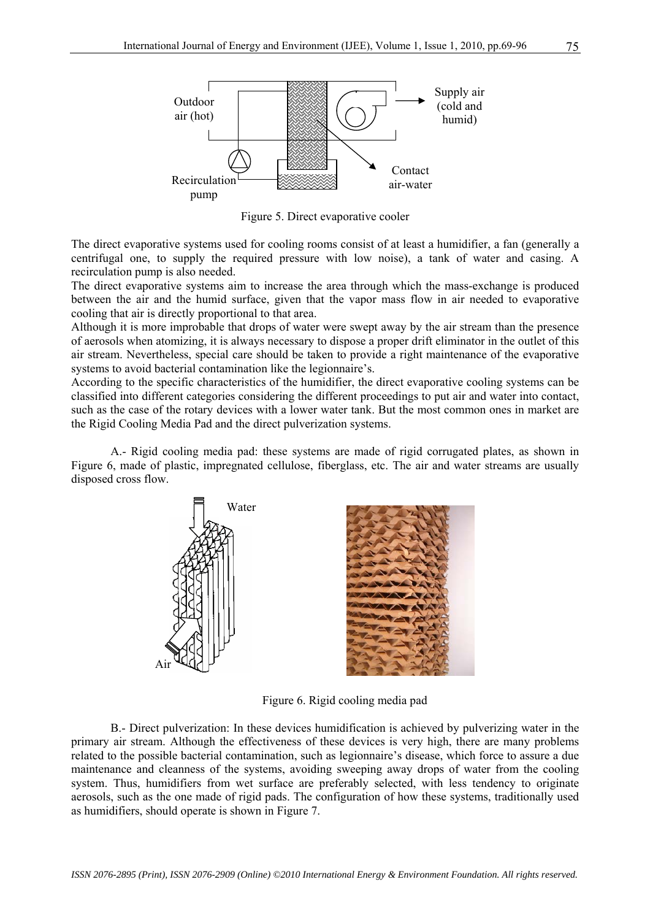Figure 5. Direct evaporative cooler

The direct evaporative systems used for cooling rooms consist of at least a humidifier, a fan (generally a centrifugal one, to supply the required pressure with low noise), a tank of water and casing. A recirculation pump is also needed.

The direct evaporative systems aim to increase the area through which the mass-exchange is produced between the air and the humid surface, given that the vapor mass flow in air needed to evaporative cooling that air is directly proportional to that area.

Although it is more improbable that drops of water were swept away by the air stream than the presence of aerosols when atomizing, it is always necessary to dispose a proper drift eliminator in the outlet of this air stream. Nevertheless, special care should be taken to provide a right maintenance of the evaporative systems to avoid bacterial contamination like the legionnaire's.

According to the specific characteristics of the humidifier, the direct evaporative cooling systems can be classified into different categories considering the different proceedings to put air and water into contact, such as the case of the rotary devices with a lower water tank. But the most common ones in market are the Rigid Cooling Media Pad and the direct pulverization systems.

A.- Rigid cooling media pad: these systems are made of rigid corrugated plates, as shown in Figure 6, made of plastic, impregnated cellulose, fiberglass, etc. The air and water streams are usually disposed cross flow.

Figure 6. Rigid cooling media pad

B.- Direct pulverization: In these devices humidification is achieved by pulverizing water in the primary air stream. Although the effectiveness of these devices is very high, there are many problems related to the possible bacterial contamination, such as legionnaire's disease, which force to assure a due maintenance and cleanness of the systems, avoiding sweeping away drops of water from the cooling system. Thus, humidifiers from wet surface are preferably selected, with less tendency to originate aerosols, such as the one made of rigid pads. The configuration of how these systems, traditionally used as humidifiers, should operate is shown in Figure 7.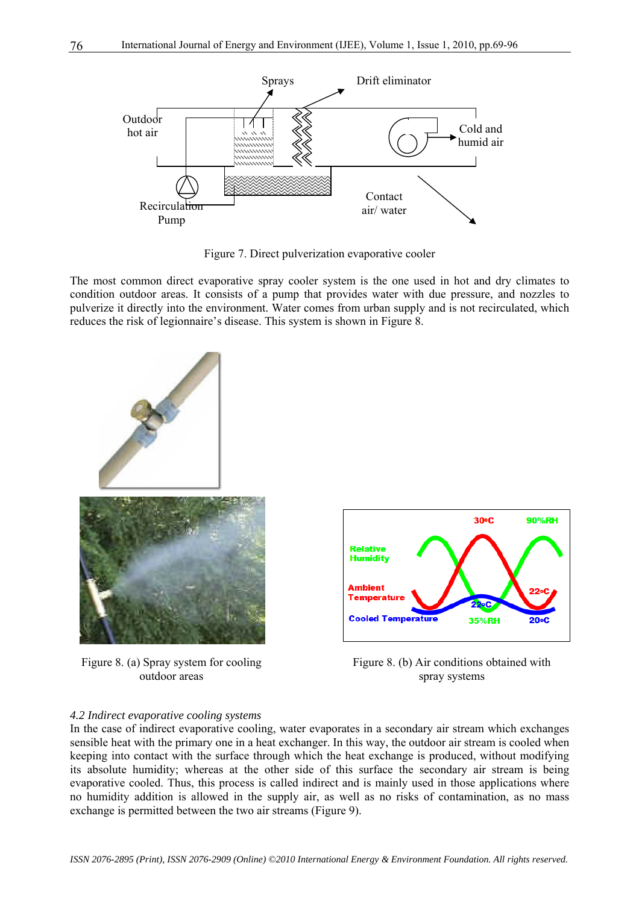Figure 7. Direct pulverization evaporative cooler

The most common direct evaporative spray cooler system is the one used in hot and dry climates to condition outdoor areas. It consists of a pump that provides water with due pressure, and nozzles to pulverize it directly into the environment. Water comes from urban supply and is not recirculated, which reduces the risk of legionnaire's disease. This system is shown in Figure 8.

Figure 8. (a) Spray system for cooling outdoor areas

Figure 8. (b) Air conditions obtained with spray systems

### *4.2 Indirect evaporative cooling systems*

In the case of indirect evaporative cooling, water evaporates in a secondary air stream which exchanges sensible heat with the primary one in a heat exchanger. In this way, the outdoor air stream is cooled when keeping into contact with the surface through which the heat exchange is produced, without modifying its absolute humidity; whereas at the other side of this surface the secondary air stream is being evaporative cooled. Thus, this process is called indirect and is mainly used in those applications where no humidity addition is allowed in the supply air, as well as no risks of contamination, as no mass exchange is permitted between the two air streams (Figure 9).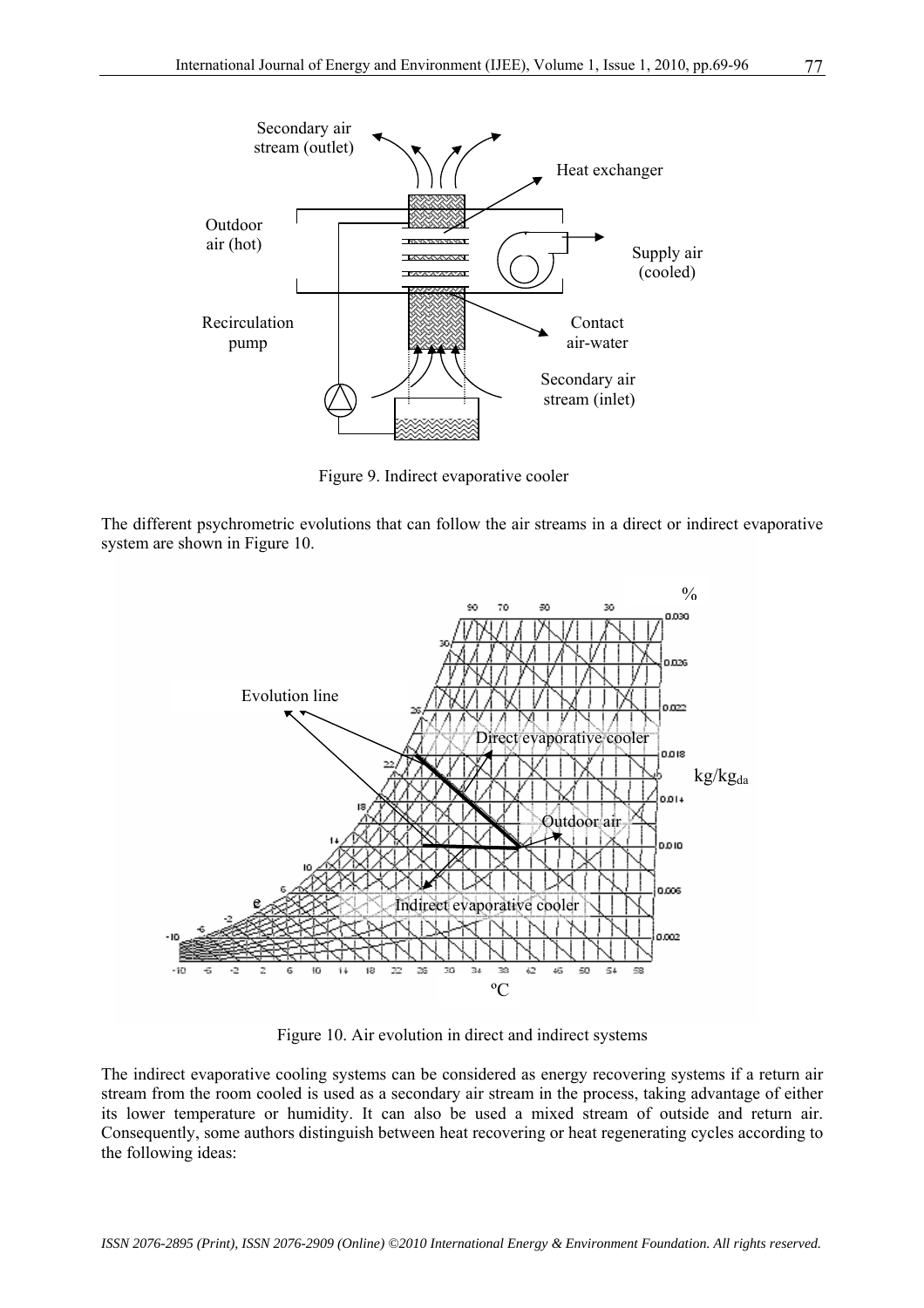Figure 9. Indirect evaporative cooler

The different psychrometric evolutions that can follow the air streams in a direct or indirect evaporative system are shown in Figure 10.

Figure 10. Air evolution in direct and indirect systems

The indirect evaporative cooling systems can be considered as energy recovering systems if a return air stream from the room cooled is used as a secondary air stream in the process, taking advantage of either its lower temperature or humidity. It can also be used a mixed stream of outside and return air. Consequently, some authors distinguish between heat recovering or heat regenerating cycles according to the following ideas: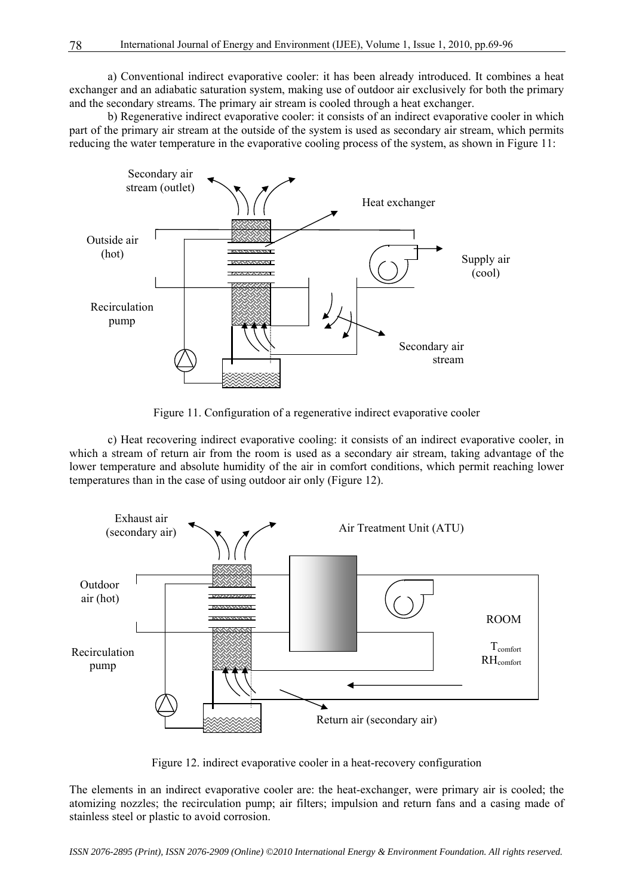a) Conventional indirect evaporative cooler: it has been already introduced. It combines a heat exchanger and an adiabatic saturation system, making use of outdoor air exclusively for both the primary and the secondary streams. The primary air stream is cooled through a heat exchanger.

b) Regenerative indirect evaporative cooler: it consists of an indirect evaporative cooler in which part of the primary air stream at the outside of the system is used as secondary air stream, which permits reducing the water temperature in the evaporative cooling process of the system, as shown in Figure 11:

Figure 11. Configuration of a regenerative indirect evaporative cooler

c) Heat recovering indirect evaporative cooling: it consists of an indirect evaporative cooler, in which a stream of return air from the room is used as a secondary air stream, taking advantage of the lower temperature and absolute humidity of the air in comfort conditions, which permit reaching lower temperatures than in the case of using outdoor air only (Figure 12).

Figure 12. indirect evaporative cooler in a heat-recovery configuration

The elements in an indirect evaporative cooler are: the heat-exchanger, were primary air is cooled; the atomizing nozzles; the recirculation pump; air filters; impulsion and return fans and a casing made of stainless steel or plastic to avoid corrosion.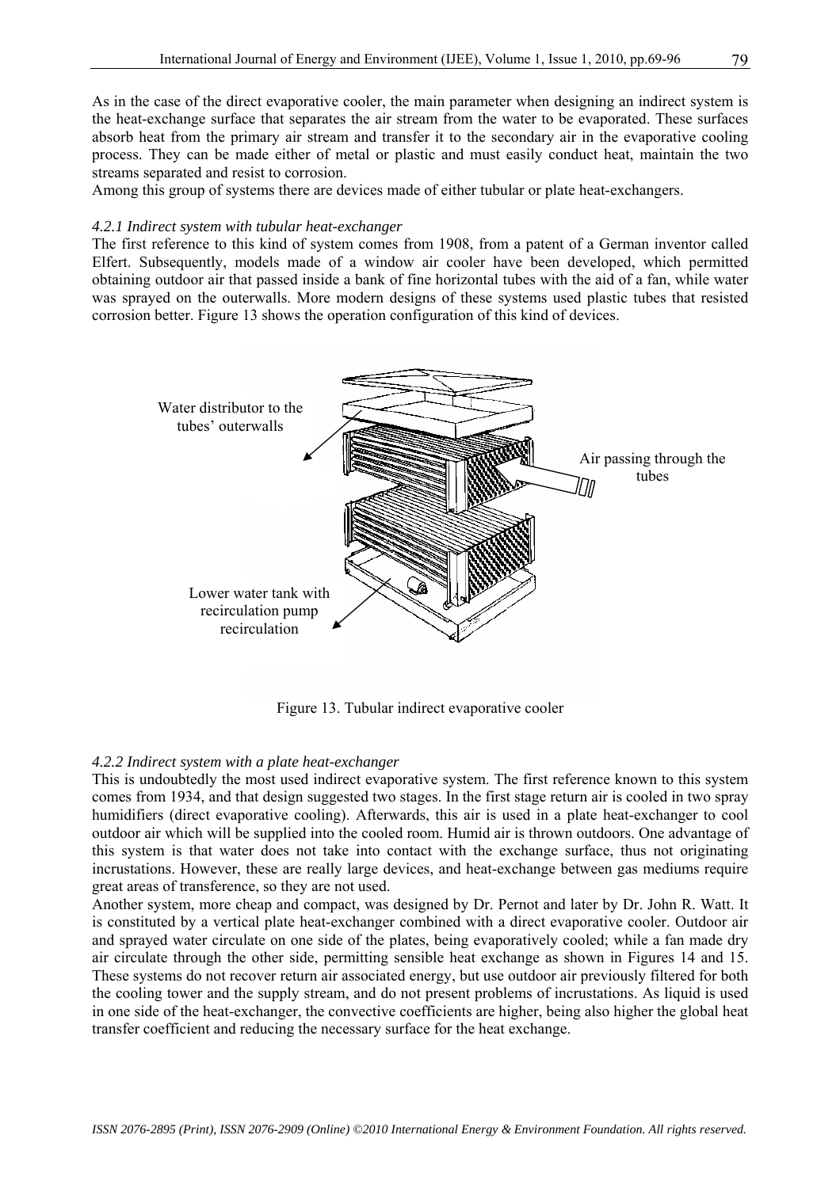As in the case of the direct evaporative cooler, the main parameter when designing an indirect system is the heat-exchange surface that separates the air stream from the water to be evaporated. These surfaces absorb heat from the primary air stream and transfer it to the secondary air in the evaporative cooling process. They can be made either of metal or plastic and must easily conduct heat, maintain the two streams separated and resist to corrosion.

Among this group of systems there are devices made of either tubular or plate heat-exchangers.

*4.2.1 Indirect system with tubular heat-exchanger*

The first reference to this kind of system comes from 1908, from a patent of a German inventor called Elfert. Subsequently, models made of a window air cooler have been developed, which permitted obtaining outdoor air that passed inside a bank of fine horizontal tubes with the aid of a fan, while water was sprayed on the outerwalls. More modern designs of these systems used plastic tubes that resisted corrosion better. Figure 13 shows the operation configuration of this kind of devices.

Water distributor to the tubes' outerwalls

Air passing through the tubes

Lower water tank with recirculation pump recirculation

Figure 13. Tubular indirect evaporative cooler

*4.2.2 Indirect system with a plate heat-exchanger*

This is undoubtedly the most used indirect evaporative system. The first reference known to this system comes from 1934, and that design suggested two stages. In the first stage return air is cooled in two spray humidifiers (direct evaporative cooling). Afterwards, this air is used in a plate heat-exchanger to cool outdoor air which will be supplied into the cooled room. Humid air is thrown outdoors. One advantage of this system is that water does not take into contact with the exchange surface, thus not originating incrustations. However, these are really large devices, and heat-exchange between gas mediums require great areas of transference, so they are not used.

Another system, more cheap and compact, was designed by Dr. Pernot and later by Dr. John R. Watt. It is constituted by a vertical plate heat-exchanger combined with a direct evaporative cooler. Outdoor air and sprayed water circulate on one side of the plates, being evaporatively cooled; while a fan made dry air circulate through the other side, permitting sensible heat exchange as shown in Figures 14 and 15. These systems do not recover return air associated energy, but use outdoor air previously filtered for both the cooling tower and the supply stream, and do not present problems of incrustations. As liquid is used in one side of the heat-exchanger, the convective coefficients are higher, being also higher the global heat transfer coefficient and reducing the necessary surface for the heat exchange.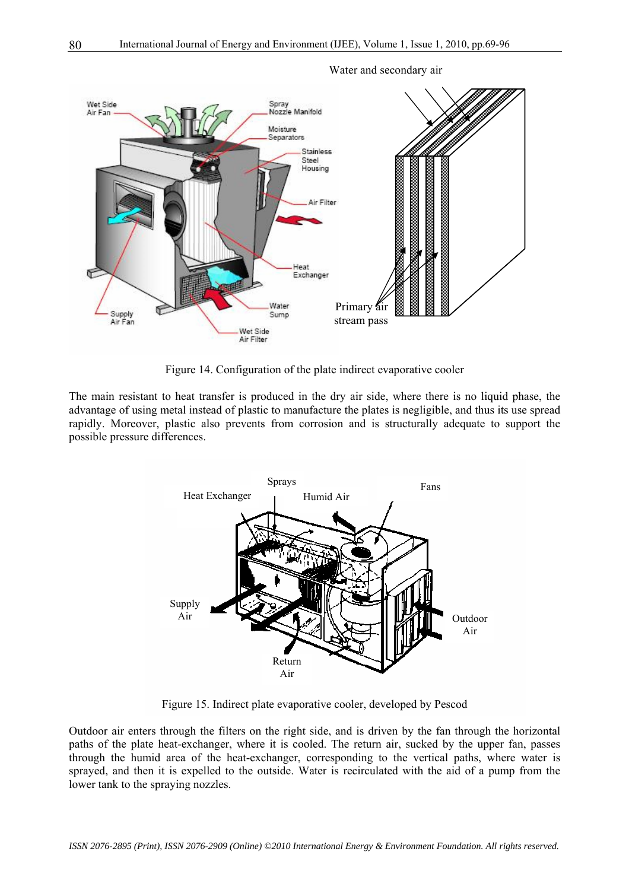Figure 14. Configuration of the plate indirect evaporative cooler

The main resistant to heat transfer is produced in the dry air side, where there is no liquid phase, the advantage of using metal instead of plastic to manufacture the plates is negligible, and thus its use spread rapidly. Moreover, plastic also prevents from corrosion and is structurally adequate to support the possible pressure differences.

Figure 15. Indirect plate evaporative cooler, developed by Pescod

Outdoor air enters through the filters on the right side, and is driven by the fan through the horizontal paths of the plate heat-exchanger, where it is cooled. The return air, sucked by the upper fan, passes through the humid area of the heat-exchanger, corresponding to the vertical paths, where water is sprayed, and then it is expelled to the outside. Water is recirculated with the aid of a pump from the lower tank to the spraying nozzles.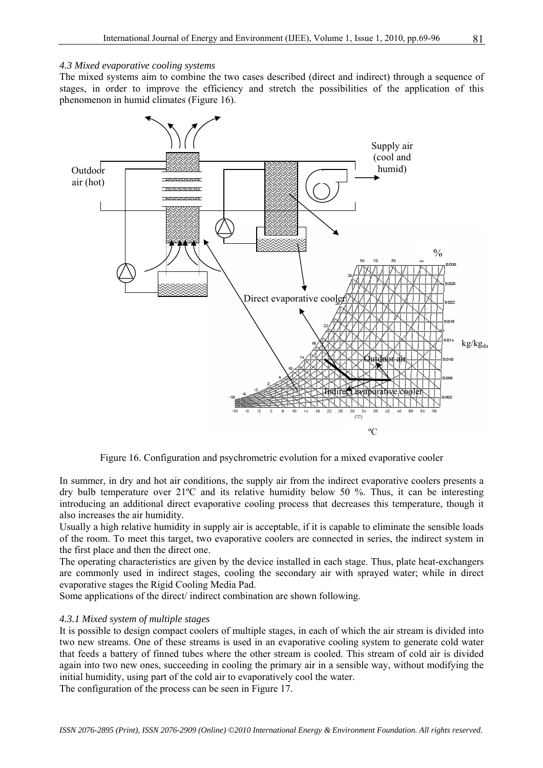*4.3 Mixed evaporative cooling systems*

The mixed systems aim to combine the two cases described (direct and indirect) through a sequence of stages, in order to improve the efficiency and stretch the possibilities of the application of this phenomenon in humid climates (Figure 16).

Figure 16. Configuration and psychrometric evolution for a mixed evaporative cooler

In summer, in dry and hot air conditions, the supply air from the indirect evaporative coolers presents a dry bulb temperature over 21ºC and its relative humidity below 50 %. Thus, it can be interesting introducing an additional direct evaporative cooling process that decreases this temperature, though it also increases the air humidity.

Usually a high relative humidity in supply air is acceptable, if it is capable to eliminate the sensible loads of the room. To meet this target, two evaporative coolers are connected in series, the indirect system in the first place and then the direct one.

The operating characteristics are given by the device installed in each stage. Thus, plate heat-exchangers are commonly used in indirect stages, cooling the secondary air with sprayed water; while in direct evaporative stages the Rigid Cooling Media Pad.

Some applications of the direct/ indirect combination are shown following.

*4.3.1 Mixed system of multiple stages*

It is possible to design compact coolers of multiple stages, in each of which the air stream is divided into two new streams. One of these streams is used in an evaporative cooling system to generate cold water that feeds a battery of finned tubes where the other stream is cooled. This stream of cold air is divided again into two new ones, succeeding in cooling the primary air in a sensible way, without modifying the initial humidity, using part of the cold air to evaporatively cool the water.

The configuration of the process can be seen in Figure 17.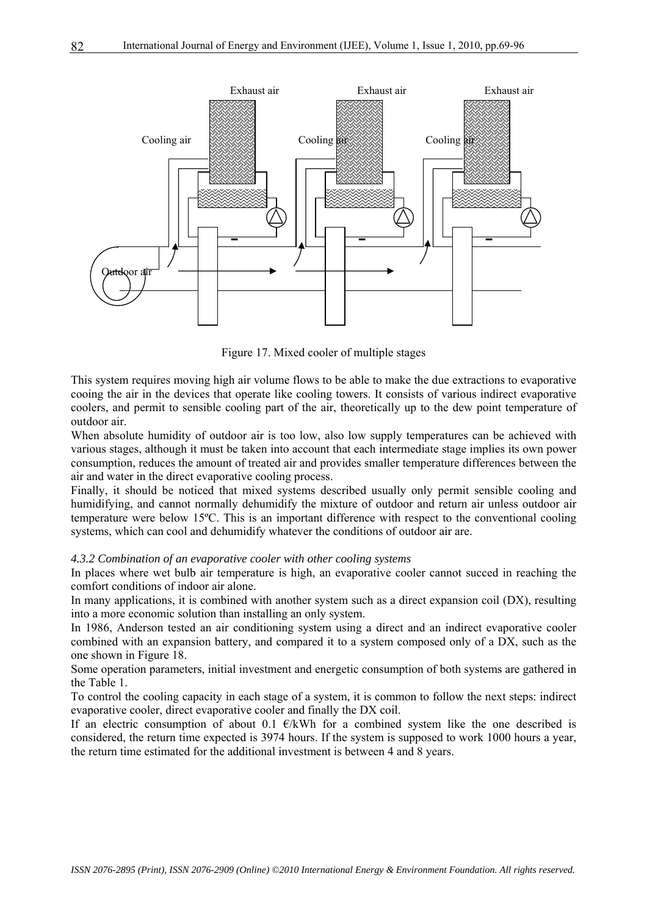Figure 17. Mixed cooler of multiple stages

This system requires moving high air volume flows to be able to make the due extractions to evaporative cooing the air in the devices that operate like cooling towers. It consists of various indirect evaporative coolers, and permit to sensible cooling part of the air, theoretically up to the dew point temperature of outdoor air.

When absolute humidity of outdoor air is too low, also low supply temperatures can be achieved with various stages, although it must be taken into account that each intermediate stage implies its own power consumption, reduces the amount of treated air and provides smaller temperature differences between the air and water in the direct evaporative cooling process.

Finally, it should be noticed that mixed systems described usually only permit sensible cooling and humidifying, and cannot normally dehumidify the mixture of outdoor and return air unless outdoor air temperature were below 15ºC. This is an important difference with respect to the conventional cooling systems, which can cool and dehumidify whatever the conditions of outdoor air are.

*4.3.2 Combination of an evaporative cooler with other cooling systems*

In places where wet bulb air temperature is high, an evaporative cooler cannot succed in reaching the comfort conditions of indoor air alone.

In many applications, it is combined with another system such as a direct expansion coil (DX), resulting into a more economic solution than installing an only system.

In 1986, Anderson tested an air conditioning system using a direct and an indirect evaporative cooler combined with an expansion battery, and compared it to a system composed only of a DX, such as the one shown in Figure 18.

Some operation parameters, initial investment and energetic consumption of both systems are gathered in the Table 1.

To control the cooling capacity in each stage of a system, it is common to follow the next steps: indirect evaporative cooler, direct evaporative cooler and finally the DX coil.

If an electric consumption of about 0.1 €/kWh for a combined system like the one described is considered, the return time expected is 3974 hours. If the system is supposed to work 1000 hours a year, the return time estimated for the additional investment is between 4 and 8 years.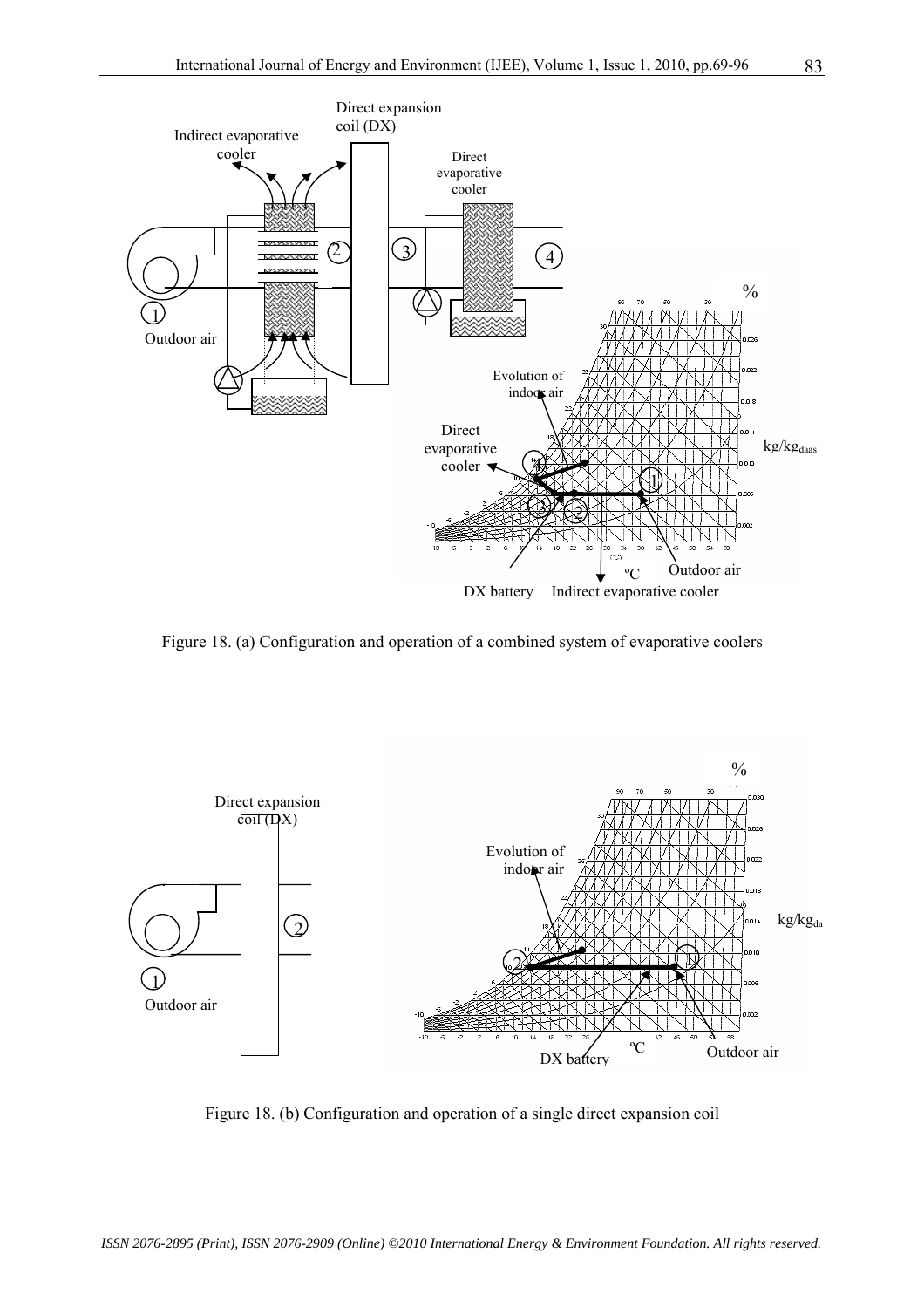Figure 18. (a) Configuration and operation of a combined system of evaporative coolers

Figure 18. (b) Configuration and operation of a single direct expansion coil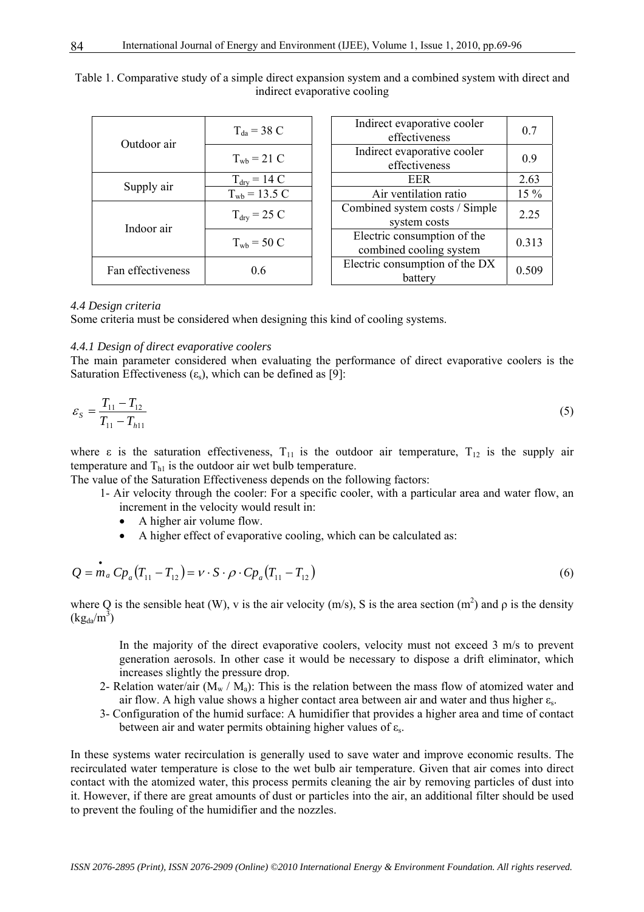Table 1. Comparative study of a simple direct expansion system and a combined system with direct and indirect evaporative cooling

| | | | |
|---|---|---|---|
| Outdoor air | $T_{da}$ = 38 C | Indirect evaporative cooler effectiveness | 0.7 |
| | $T_{wb}$ = 21 C | Indirect evaporative cooler effectiveness | 0.9 |
| Supply air | $T_{dry}$ = 14 C | EER | 2.63 |
| | $T_{wb}$ = 13.5 C | Air ventilation ratio | 15 % |
| Indoor air | $T_{dry}$ = 25 C | Combined system costs / Simple system costs | 2.25 |
| | $T_{wb}$ = 50 C | Electric consumption of the combined cooling system | 0.313 |
| Fan effectiveness | 0.6 | Electric consumption of the DX battery | 0.509 |

*4.4 Design criteria*

Some criteria must be considered when designing this kind of cooling systems.

*4.4.1 Design of direct evaporative coolers*

The main parameter considered when evaluating the performance of direct evaporative coolers is the Saturation Effectiveness ($\varepsilon_s$), which can be defined as [9]:

$$\varepsilon_S = \frac{T_{11} - T_{12}}{T_{11} - T_{h11}} \tag{5}$$

where $\varepsilon$ is the saturation effectiveness, $T_{11}$ is the outdoor air temperature, $T_{12}$ is the supply air temperature and $T_{h1}$ is the outdoor air wet bulb temperature.

The value of the Saturation Effectiveness depends on the following factors:

1- Air velocity through the cooler: For a specific cooler, with a particular area and water flow, an increment in the velocity would result in:
- A higher air volume flow.
- A higher effect of evaporative cooling, which can be calculated as:

$$Q = \dot{m}_a \, Cp_a (T_{11} - T_{12}) = v \cdot S \cdot \rho \cdot Cp_a (T_{11} - T_{12}) \tag{6}$$

where Q is the sensible heat (W), v is the air velocity (m/s), S is the area section ($m^2$) and $\rho$ is the density ($kg_{da}/m^3$)

In the majority of the direct evaporative coolers, velocity must not exceed 3 m/s to prevent generation aerosols. In other case it would be necessary to dispose a drift eliminator, which increases slightly the pressure drop.

2- Relation water/air ($M_w$ / $M_a$): This is the relation between the mass flow of atomized water and air flow. A high value shows a higher contact area between air and water and thus higher $\varepsilon_s$.

3- Configuration of the humid surface: A humidifier that provides a higher area and time of contact between air and water permits obtaining higher values of $\varepsilon_s$.

In these systems water recirculation is generally used to save water and improve economic results. The recirculated water temperature is close to the wet bulb air temperature. Given that air comes into direct contact with the atomized water, this process permits cleaning the air by removing particles of dust into it. However, if there are great amounts of dust or particles into the air, an additional filter should be used to prevent the fouling of the humidifier and the nozzles.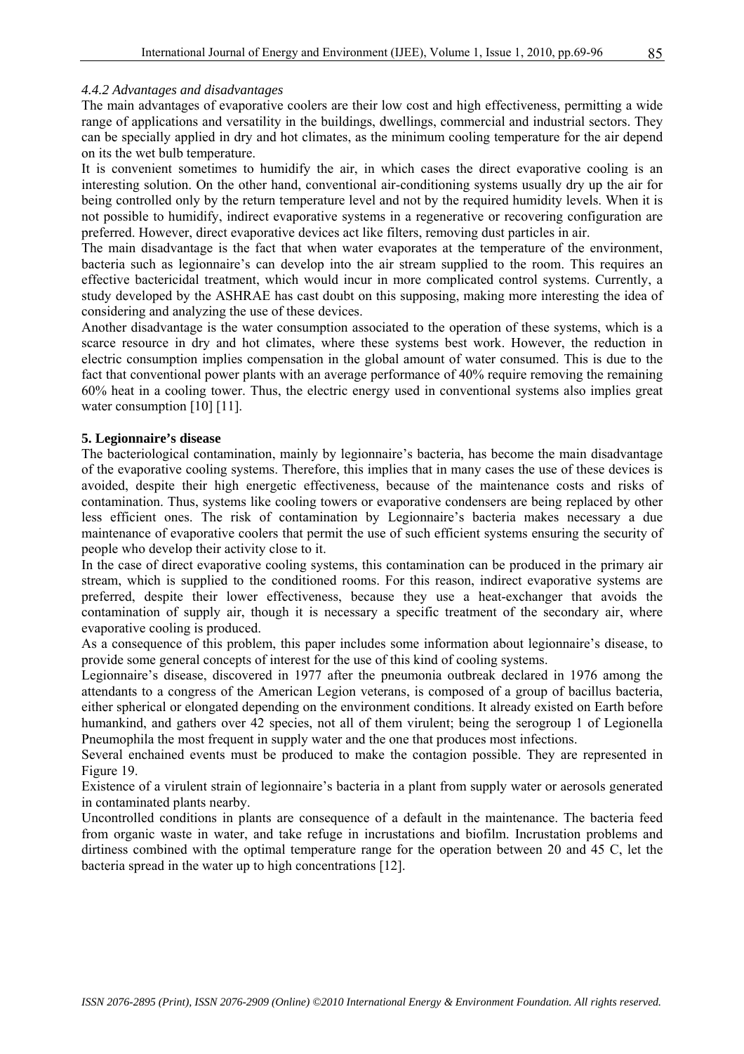#### *4.4.2 Advantages and disadvantages*

The main advantages of evaporative coolers are their low cost and high effectiveness, permitting a wide range of applications and versatility in the buildings, dwellings, commercial and industrial sectors. They can be specially applied in dry and hot climates, as the minimum cooling temperature for the air depend on its the wet bulb temperature.

It is convenient sometimes to humidify the air, in which cases the direct evaporative cooling is an interesting solution. On the other hand, conventional air-conditioning systems usually dry up the air for being controlled only by the return temperature level and not by the required humidity levels. When it is not possible to humidify, indirect evaporative systems in a regenerative or recovering configuration are preferred. However, direct evaporative devices act like filters, removing dust particles in air.

The main disadvantage is the fact that when water evaporates at the temperature of the environment, bacteria such as legionnaire's can develop into the air stream supplied to the room. This requires an effective bactericidal treatment, which would incur in more complicated control systems. Currently, a study developed by the ASHRAE has cast doubt on this supposing, making more interesting the idea of considering and analyzing the use of these devices.

Another disadvantage is the water consumption associated to the operation of these systems, which is a scarce resource in dry and hot climates, where these systems best work. However, the reduction in electric consumption implies compensation in the global amount of water consumed. This is due to the fact that conventional power plants with an average performance of 40% require removing the remaining 60% heat in a cooling tower. Thus, the electric energy used in conventional systems also implies great water consumption [10] [11].

## 5. Legionnaire's disease

The bacteriological contamination, mainly by legionnaire's bacteria, has become the main disadvantage of the evaporative cooling systems. Therefore, this implies that in many cases the use of these devices is avoided, despite their high energetic effectiveness, because of the maintenance costs and risks of contamination. Thus, systems like cooling towers or evaporative condensers are being replaced by other less efficient ones. The risk of contamination by Legionnaire's bacteria makes necessary a due maintenance of evaporative coolers that permit the use of such efficient systems ensuring the security of people who develop their activity close to it.

In the case of direct evaporative cooling systems, this contamination can be produced in the primary air stream, which is supplied to the conditioned rooms. For this reason, indirect evaporative systems are preferred, despite their lower effectiveness, because they use a heat-exchanger that avoids the contamination of supply air, though it is necessary a specific treatment of the secondary air, where evaporative cooling is produced.

As a consequence of this problem, this paper includes some information about legionnaire's disease, to provide some general concepts of interest for the use of this kind of cooling systems.

Legionnaire's disease, discovered in 1977 after the pneumonia outbreak declared in 1976 among the attendants to a congress of the American Legion veterans, is composed of a group of bacillus bacteria, either spherical or elongated depending on the environment conditions. It already existed on Earth before humankind, and gathers over 42 species, not all of them virulent; being the serogroup 1 of Legionella Pneumophila the most frequent in supply water and the one that produces most infections.

Several enchained events must be produced to make the contagion possible. They are represented in Figure 19.

Existence of a virulent strain of legionnaire's bacteria in a plant from supply water or aerosols generated in contaminated plants nearby.

Uncontrolled conditions in plants are consequence of a default in the maintenance. The bacteria feed from organic waste in water, and take refuge in incrustations and biofilm. Incrustation problems and dirtiness combined with the optimal temperature range for the operation between 20 and 45 C, let the bacteria spread in the water up to high concentrations [12].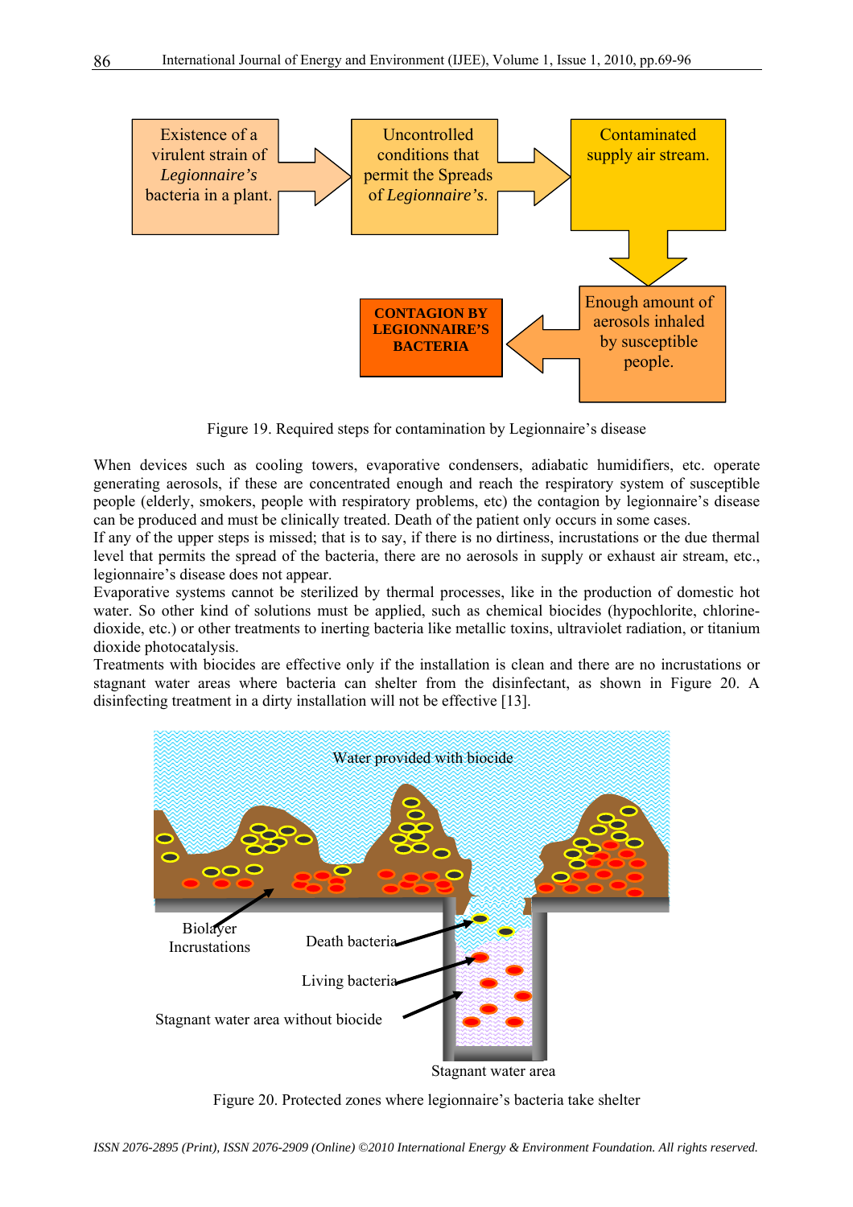Figure 19. Required steps for contamination by Legionnaire's disease

When devices such as cooling towers, evaporative condensers, adiabatic humidifiers, etc. operate generating aerosols, if these are concentrated enough and reach the respiratory system of susceptible people (elderly, smokers, people with respiratory problems, etc) the contagion by legionnaire's disease can be produced and must be clinically treated. Death of the patient only occurs in some cases.

If any of the upper steps is missed; that is to say, if there is no dirtiness, incrustations or the due thermal level that permits the spread of the bacteria, there are no aerosols in supply or exhaust air stream, etc., legionnaire's disease does not appear.

Evaporative systems cannot be sterilized by thermal processes, like in the production of domestic hot water. So other kind of solutions must be applied, such as chemical biocides (hypochlorite, chlorine-dioxide, etc.) or other treatments to inerting bacteria like metallic toxins, ultraviolet radiation, or titanium dioxide photocatalysis.

Treatments with biocides are effective only if the installation is clean and there are no incrustations or stagnant water areas where bacteria can shelter from the disinfectant, as shown in Figure 20. A disinfecting treatment in a dirty installation will not be effective [13].

Figure 20. Protected zones where legionnaire's bacteria take shelter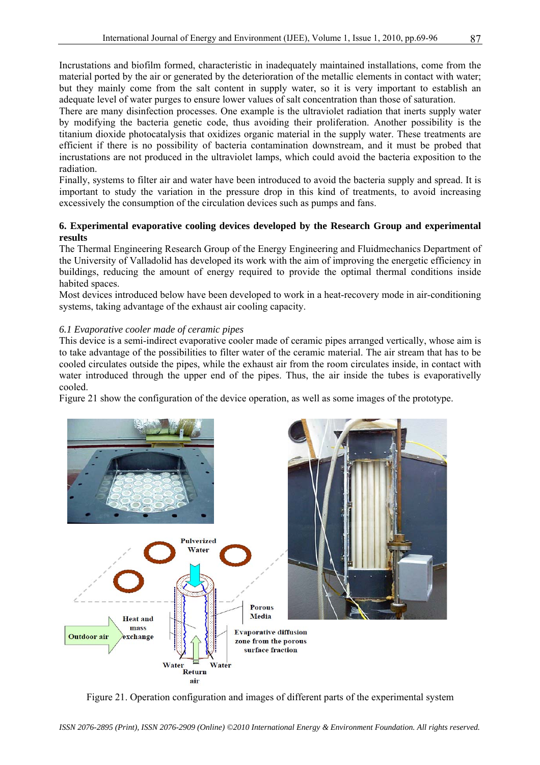Incrustations and biofilm formed, characteristic in inadequately maintained installations, come from the material ported by the air or generated by the deterioration of the metallic elements in contact with water; but they mainly come from the salt content in supply water, so it is very important to establish an adequate level of water purges to ensure lower values of salt concentration than those of saturation.

There are many disinfection processes. One example is the ultraviolet radiation that inerts supply water by modifying the bacteria genetic code, thus avoiding their proliferation. Another possibility is the titanium dioxide photocatalysis that oxidizes organic material in the supply water. These treatments are efficient if there is no possibility of bacteria contamination downstream, and it must be probed that incrustations are not produced in the ultraviolet lamps, which could avoid the bacteria exposition to the radiation.

Finally, systems to filter air and water have been introduced to avoid the bacteria supply and spread. It is important to study the variation in the pressure drop in this kind of treatments, to avoid increasing excessively the consumption of the circulation devices such as pumps and fans.

## 6. Experimental evaporative cooling devices developed by the Research Group and experimental results

The Thermal Engineering Research Group of the Energy Engineering and Fluidmechanics Department of the University of Valladolid has developed its work with the aim of improving the energetic efficiency in buildings, reducing the amount of energy required to provide the optimal thermal conditions inside habited spaces.

Most devices introduced below have been developed to work in a heat-recovery mode in air-conditioning systems, taking advantage of the exhaust air cooling capacity.

### *6.1 Evaporative cooler made of ceramic pipes*

This device is a semi-indirect evaporative cooler made of ceramic pipes arranged vertically, whose aim is to take advantage of the possibilities to filter water of the ceramic material. The air stream that has to be cooled circulates outside the pipes, while the exhaust air from the room circulates inside, in contact with water introduced through the upper end of the pipes. Thus, the air inside the tubes is evaporatively cooled.

Figure 21 show the configuration of the device operation, as well as some images of the prototype.

Figure 21. Operation configuration and images of different parts of the experimental system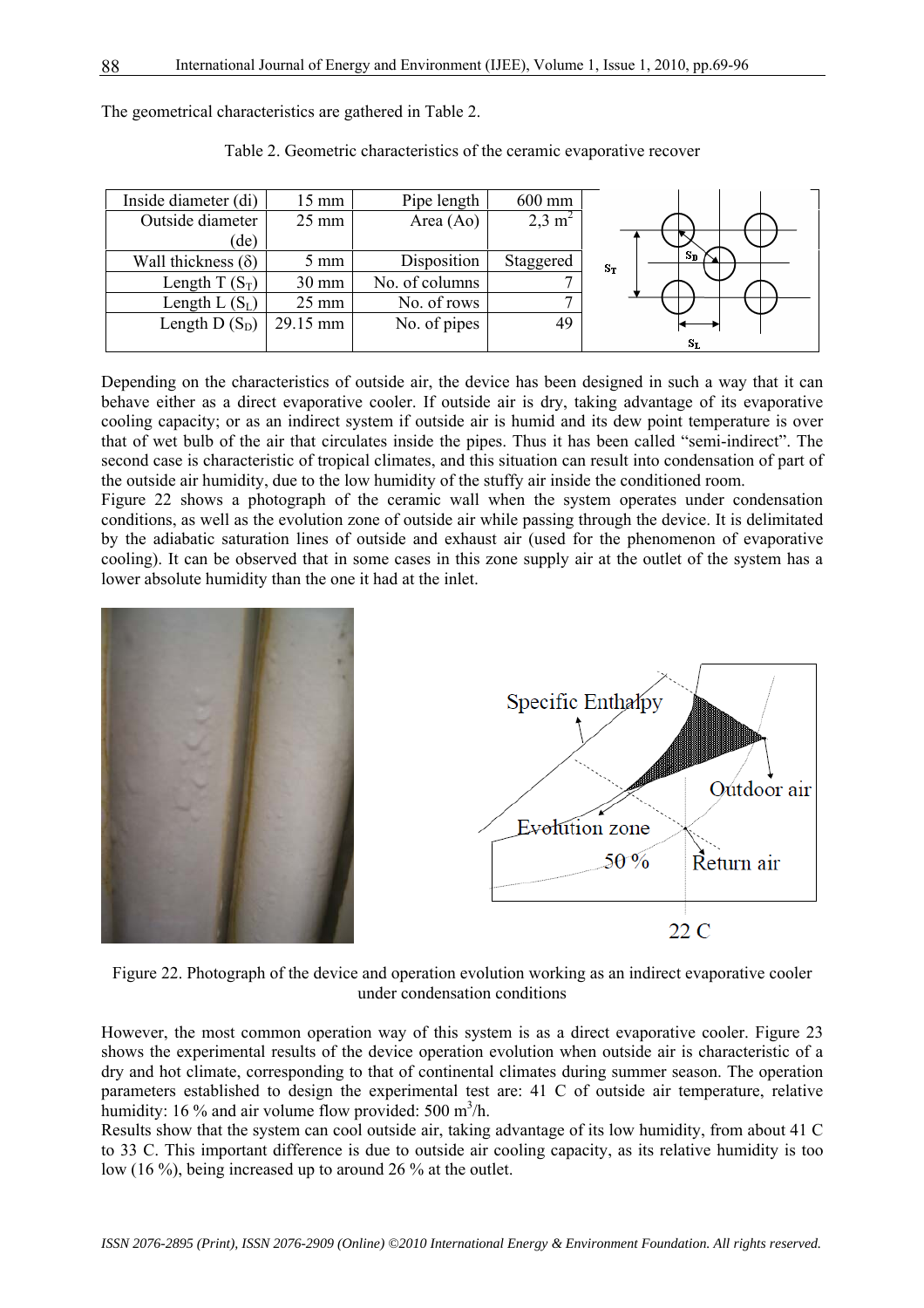The geometrical characteristics are gathered in Table 2.

Table 2. Geometric characteristics of the ceramic evaporative recover

| | | | |
|---|---|---|---|
| Inside diameter (di) | 15 mm | Pipe length | 600 mm |
| Outside diameter (de) | 25 mm | Area (Ao) | 2,3 $m^2$ |
| Wall thickness ($\delta$) | 5 mm | Disposition | Staggered |
| Length T ($S_T$) | 30 mm | No. of columns | 7 |
| Length L ($S_L$) | 25 mm | No. of rows | 7 |
| Length D ($S_D$) | 29.15 mm | No. of pipes | 49 |

Depending on the characteristics of outside air, the device has been designed in such a way that it can behave either as a direct evaporative cooler. If outside air is dry, taking advantage of its evaporative cooling capacity; or as an indirect system if outside air is humid and its dew point temperature is over that of wet bulb of the air that circulates inside the pipes. Thus it has been called "semi-indirect". The second case is characteristic of tropical climates, and this situation can result into condensation of part of the outside air humidity, due to the low humidity of the stuffy air inside the conditioned room.

Figure 22 shows a photograph of the ceramic wall when the system operates under condensation conditions, as well as the evolution zone of outside air while passing through the device. It is delimitated by the adiabatic saturation lines of outside and exhaust air (used for the phenomenon of evaporative cooling). It can be observed that in some cases in this zone supply air at the outlet of the system has a lower absolute humidity than the one it had at the inlet.

Figure 22. Photograph of the device and operation evolution working as an indirect evaporative cooler under condensation conditions

However, the most common operation way of this system is as a direct evaporative cooler. Figure 23 shows the experimental results of the device operation evolution when outside air is characteristic of a dry and hot climate, corresponding to that of continental climates during summer season. The operation parameters established to design the experimental test are: 41 C of outside air temperature, relative humidity: 16 % and air volume flow provided: 500 $m^3$/h.

Results show that the system can cool outside air, taking advantage of its low humidity, from about 41 C to 33 C. This important difference is due to outside air cooling capacity, as its relative humidity is too low (16 %), being increased up to around 26 % at the outlet.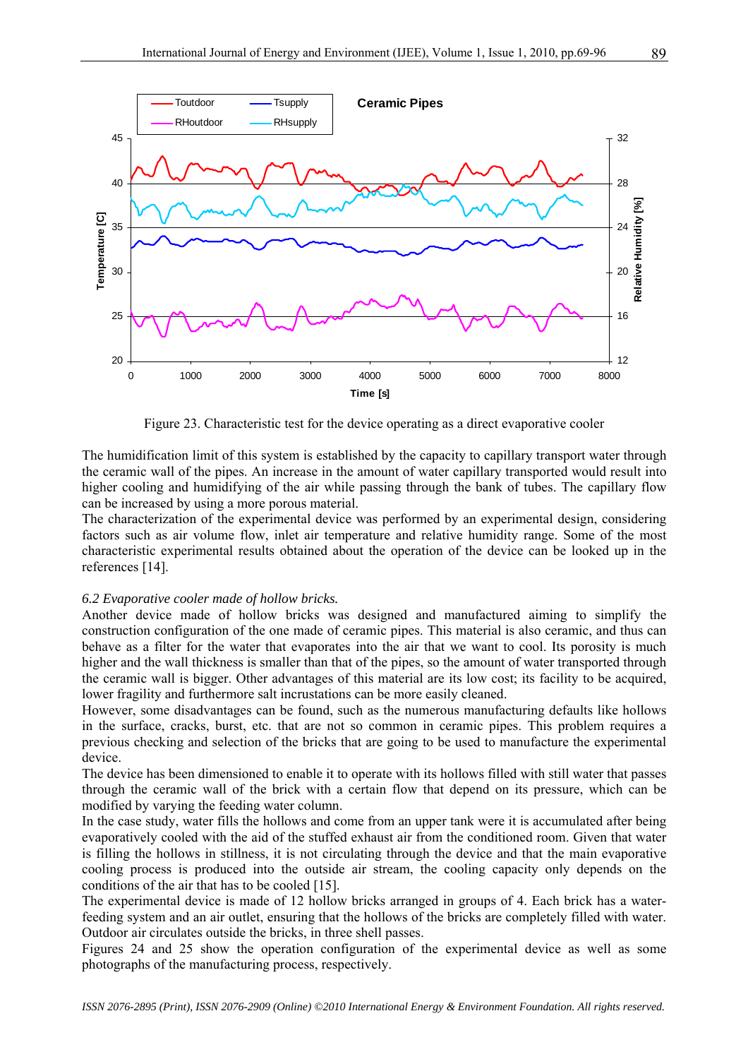Figure 23. Characteristic test for the device operating as a direct evaporative cooler

The humidification limit of this system is established by the capacity to capillary transport water through the ceramic wall of the pipes. An increase in the amount of water capillary transported would result into higher cooling and humidifying of the air while passing through the bank of tubes. The capillary flow can be increased by using a more porous material.

The characterization of the experimental device was performed by an experimental design, considering factors such as air volume flow, inlet air temperature and relative humidity range. Some of the most characteristic experimental results obtained about the operation of the device can be looked up in the references [14].

### *6.2 Evaporative cooler made of hollow bricks.*

Another device made of hollow bricks was designed and manufactured aiming to simplify the construction configuration of the one made of ceramic pipes. This material is also ceramic, and thus can behave as a filter for the water that evaporates into the air that we want to cool. Its porosity is much higher and the wall thickness is smaller than that of the pipes, so the amount of water transported through the ceramic wall is bigger. Other advantages of this material are its low cost; its facility to be acquired, lower fragility and furthermore salt incrustations can be more easily cleaned.

However, some disadvantages can be found, such as the numerous manufacturing defaults like hollows in the surface, cracks, burst, etc. that are not so common in ceramic pipes. This problem requires a previous checking and selection of the bricks that are going to be used to manufacture the experimental device.

The device has been dimensioned to enable it to operate with its hollows filled with still water that passes through the ceramic wall of the brick with a certain flow that depend on its pressure, which can be modified by varying the feeding water column.

In the case study, water fills the hollows and come from an upper tank were it is accumulated after being evaporatively cooled with the aid of the stuffed exhaust air from the conditioned room. Given that water is filling the hollows in stillness, it is not circulating through the device and that the main evaporative cooling process is produced into the outside air stream, the cooling capacity only depends on the conditions of the air that has to be cooled [15].

The experimental device is made of 12 hollow bricks arranged in groups of 4. Each brick has a water-feeding system and an air outlet, ensuring that the hollows of the bricks are completely filled with water. Outdoor air circulates outside the bricks, in three shell passes.

Figures 24 and 25 show the operation configuration of the experimental device as well as some photographs of the manufacturing process, respectively.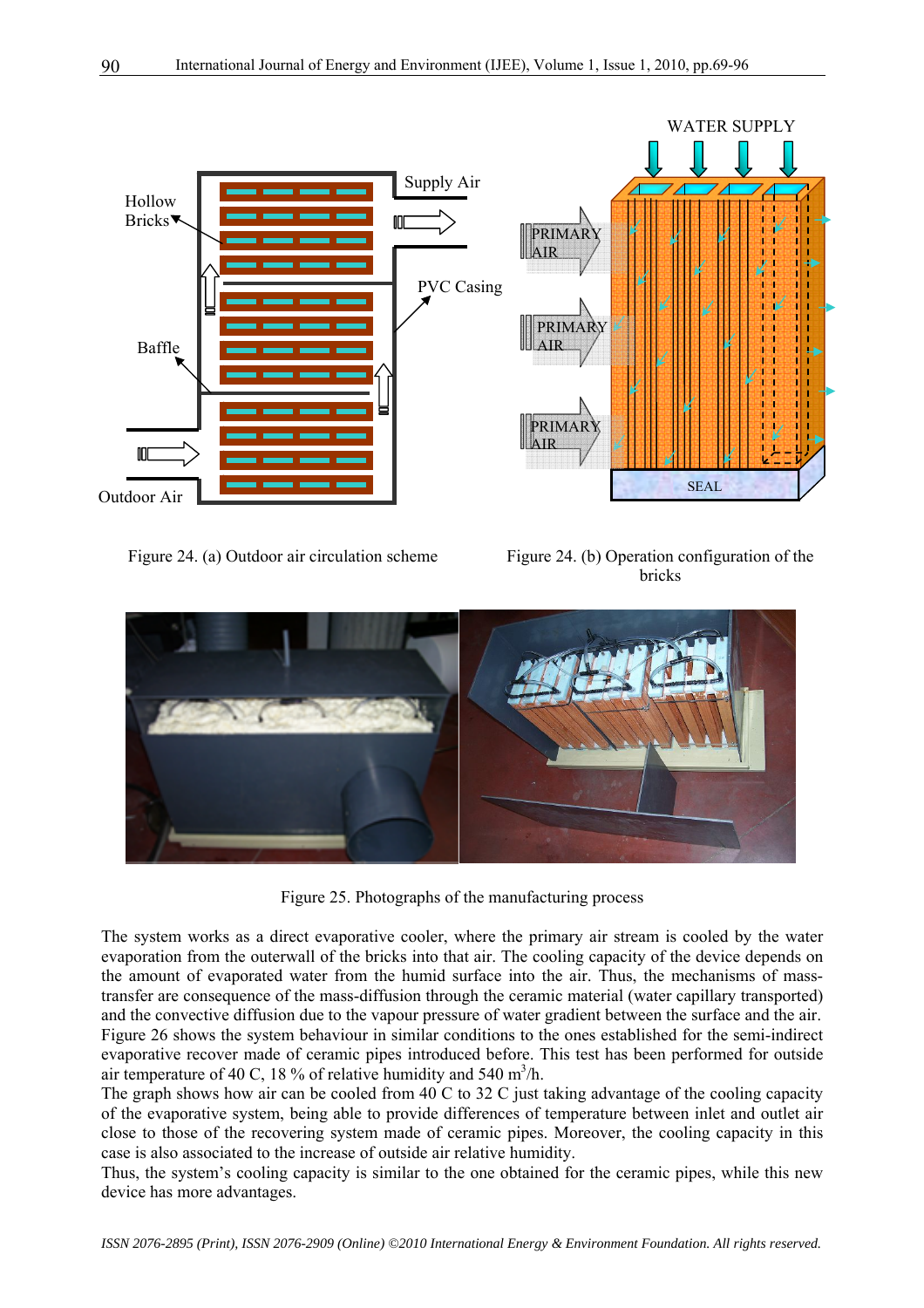Figure 24. (a) Outdoor air circulation scheme

Figure 24. (b) Operation configuration of the bricks

Figure 25. Photographs of the manufacturing process

The system works as a direct evaporative cooler, where the primary air stream is cooled by the water evaporation from the outerwall of the bricks into that air. The cooling capacity of the device depends on the amount of evaporated water from the humid surface into the air. Thus, the mechanisms of mass-transfer are consequence of the mass-diffusion through the ceramic material (water capillary transported) and the convective diffusion due to the vapour pressure of water gradient between the surface and the air. Figure 26 shows the system behaviour in similar conditions to the ones established for the semi-indirect evaporative recover made of ceramic pipes introduced before. This test has been performed for outside air temperature of 40 C, 18 % of relative humidity and 540 $m^3/h$.

The graph shows how air can be cooled from 40 C to 32 C just taking advantage of the cooling capacity of the evaporative system, being able to provide differences of temperature between inlet and outlet air close to those of the recovering system made of ceramic pipes. Moreover, the cooling capacity in this case is also associated to the increase of outside air relative humidity.

Thus, the system's cooling capacity is similar to the one obtained for the ceramic pipes, while this new device has more advantages.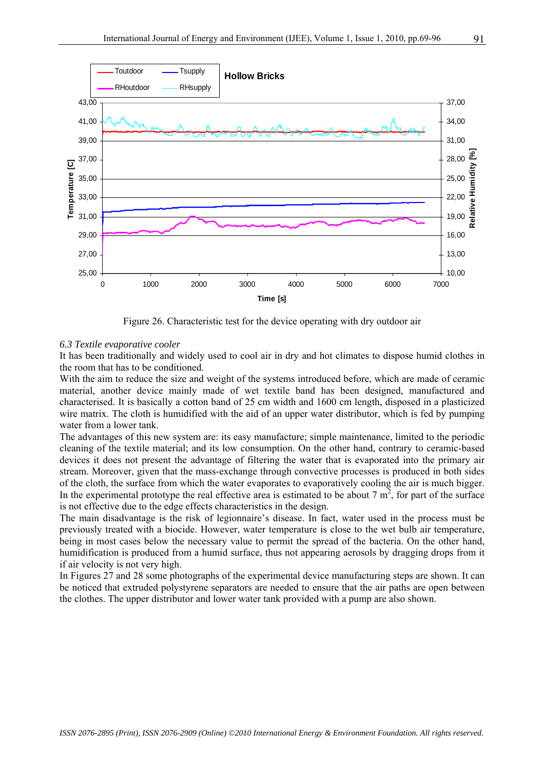Figure 26. Characteristic test for the device operating with dry outdoor air

*6.3 Textile evaporative cooler*

It has been traditionally and widely used to cool air in dry and hot climates to dispose humid clothes in the room that has to be conditioned.

With the aim to reduce the size and weight of the systems introduced before, which are made of ceramic material, another device mainly made of wet textile band has been designed, manufactured and characterised. It is basically a cotton band of 25 cm width and 1600 cm length, disposed in a plasticized wire matrix. The cloth is humidified with the aid of an upper water distributor, which is fed by pumping water from a lower tank.

The advantages of this new system are: its easy manufacture; simple maintenance, limited to the periodic cleaning of the textile material; and its low consumption. On the other hand, contrary to ceramic-based devices it does not present the advantage of filtering the water that is evaporated into the primary air stream. Moreover, given that the mass-exchange through convective processes is produced in both sides of the cloth, the surface from which the water evaporates to evaporatively cooling the air is much bigger. In the experimental prototype the real effective area is estimated to be about 7 $m^2$, for part of the surface is not effective due to the edge effects characteristics in the design.

The main disadvantage is the risk of legionnaire's disease. In fact, water used in the process must be previously treated with a biocide. However, water temperature is close to the wet bulb air temperature, being in most cases below the necessary value to permit the spread of the bacteria. On the other hand, humidification is produced from a humid surface, thus not appearing aerosols by dragging drops from it if air velocity is not very high.

In Figures 27 and 28 some photographs of the experimental device manufacturing steps are shown. It can be noticed that extruded polystyrene separators are needed to ensure that the air paths are open between the clothes. The upper distributor and lower water tank provided with a pump are also shown.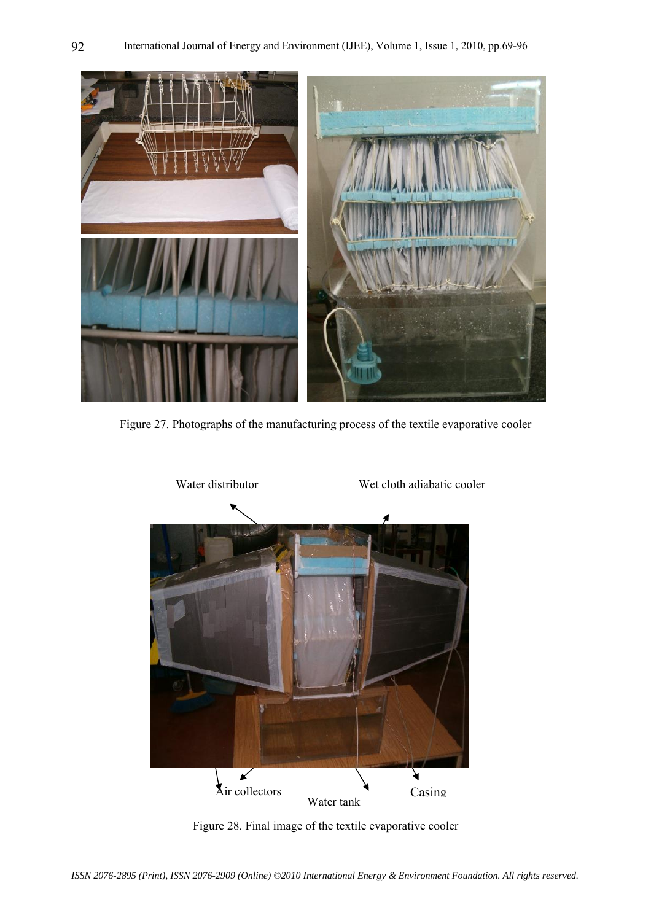Figure 27. Photographs of the manufacturing process of the textile evaporative cooler

Water distributor

Wet cloth adiabatic cooler

Air collectors

Water tank

Casing

Figure 28. Final image of the textile evaporative cooler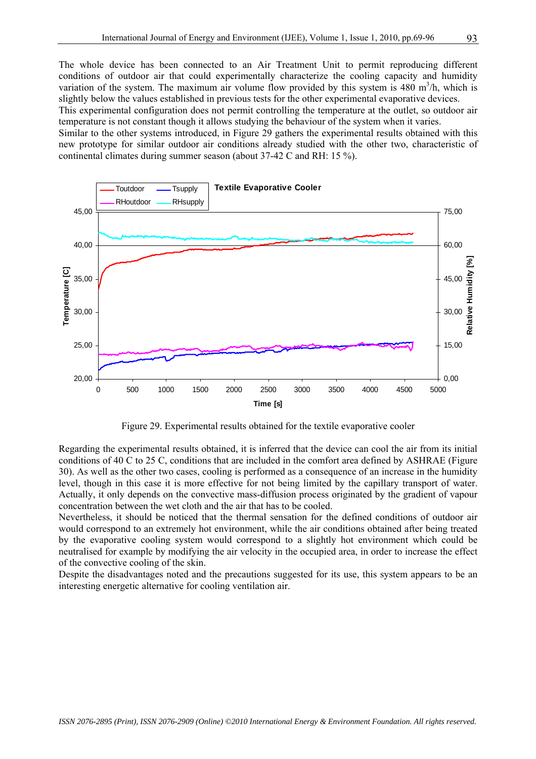The whole device has been connected to an Air Treatment Unit to permit reproducing different conditions of outdoor air that could experimentally characterize the cooling capacity and humidity variation of the system. The maximum air volume flow provided by this system is 480 $m^3$/h, which is slightly below the values established in previous tests for the other experimental evaporative devices.
This experimental configuration does not permit controlling the temperature at the outlet, so outdoor air temperature is not constant though it allows studying the behaviour of the system when it varies.
Similar to the other systems introduced, in Figure 29 gathers the experimental results obtained with this new prototype for similar outdoor air conditions already studied with the other two, characteristic of continental climates during summer season (about 37-42 C and RH: 15 %).

Figure 29. Experimental results obtained for the textile evaporative cooler

Regarding the experimental results obtained, it is inferred that the device can cool the air from its initial conditions of 40 C to 25 C, conditions that are included in the comfort area defined by ASHRAE (Figure 30). As well as the other two cases, cooling is performed as a consequence of an increase in the humidity level, though in this case it is more effective for not being limited by the capillary transport of water. Actually, it only depends on the convective mass-diffusion process originated by the gradient of vapour concentration between the wet cloth and the air that has to be cooled.
Nevertheless, it should be noticed that the thermal sensation for the defined conditions of outdoor air would correspond to an extremely hot environment, while the air conditions obtained after being treated by the evaporative cooling system would correspond to a slightly hot environment which could be neutralised for example by modifying the air velocity in the occupied area, in order to increase the effect of the convective cooling of the skin.
Despite the disadvantages noted and the precautions suggested for its use, this system appears to be an interesting energetic alternative for cooling ventilation air.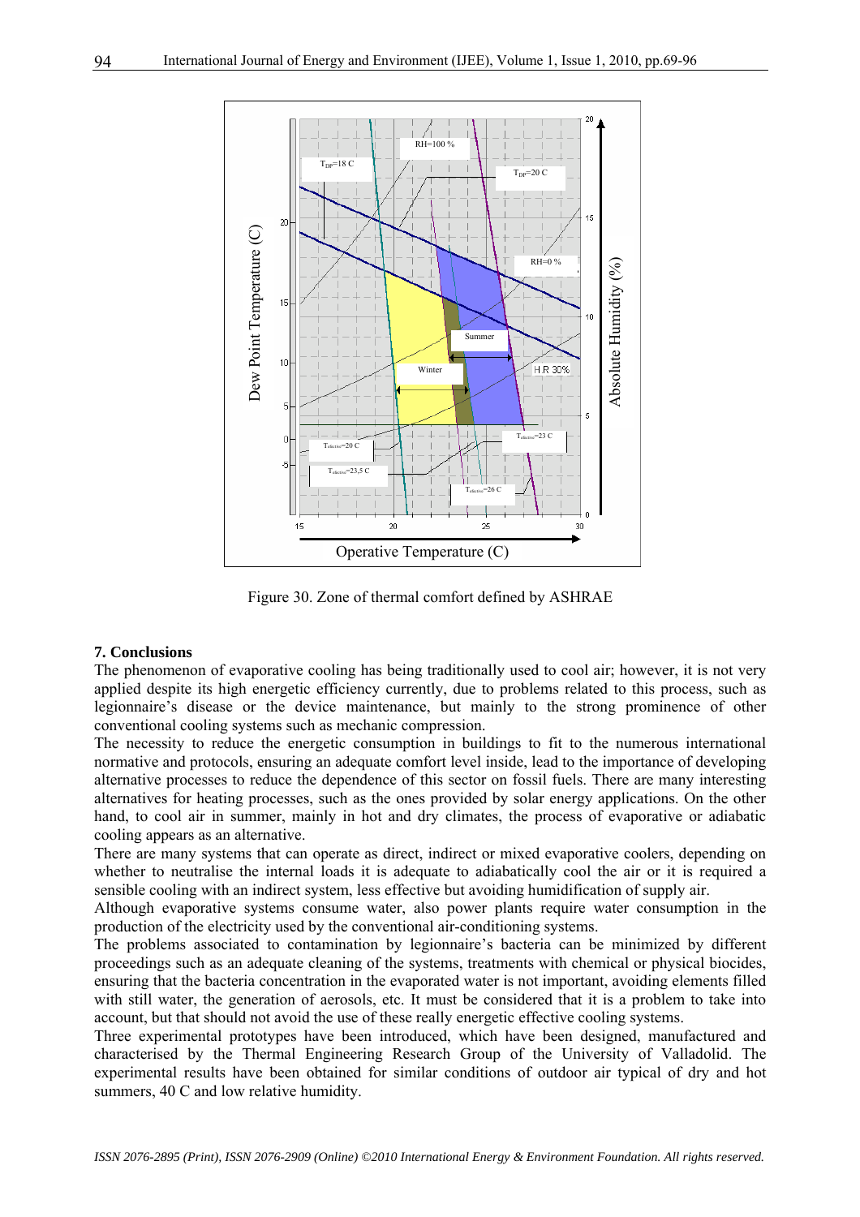Figure 30. Zone of thermal comfort defined by ASHRAE

**7. Conclusions**

The phenomenon of evaporative cooling has being traditionally used to cool air; however, it is not very applied despite its high energetic efficiency currently, due to problems related to this process, such as legionnaire's disease or the device maintenance, but mainly to the strong prominence of other conventional cooling systems such as mechanic compression.

The necessity to reduce the energetic consumption in buildings to fit to the numerous international normative and protocols, ensuring an adequate comfort level inside, lead to the importance of developing alternative processes to reduce the dependence of this sector on fossil fuels. There are many interesting alternatives for heating processes, such as the ones provided by solar energy applications. On the other hand, to cool air in summer, mainly in hot and dry climates, the process of evaporative or adiabatic cooling appears as an alternative.

There are many systems that can operate as direct, indirect or mixed evaporative coolers, depending on whether to neutralise the internal loads it is adequate to adiabatically cool the air or it is required a sensible cooling with an indirect system, less effective but avoiding humidification of supply air.

Although evaporative systems consume water, also power plants require water consumption in the production of the electricity used by the conventional air-conditioning systems.

The problems associated to contamination by legionnaire's bacteria can be minimized by different proceedings such as an adequate cleaning of the systems, treatments with chemical or physical biocides, ensuring that the bacteria concentration in the evaporated water is not important, avoiding elements filled with still water, the generation of aerosols, etc. It must be considered that it is a problem to take into account, but that should not avoid the use of these really energetic effective cooling systems.

Three experimental prototypes have been introduced, which have been designed, manufactured and characterised by the Thermal Engineering Research Group of the University of Valladolid. The experimental results have been obtained for similar conditions of outdoor air typical of dry and hot summers, 40 C and low relative humidity.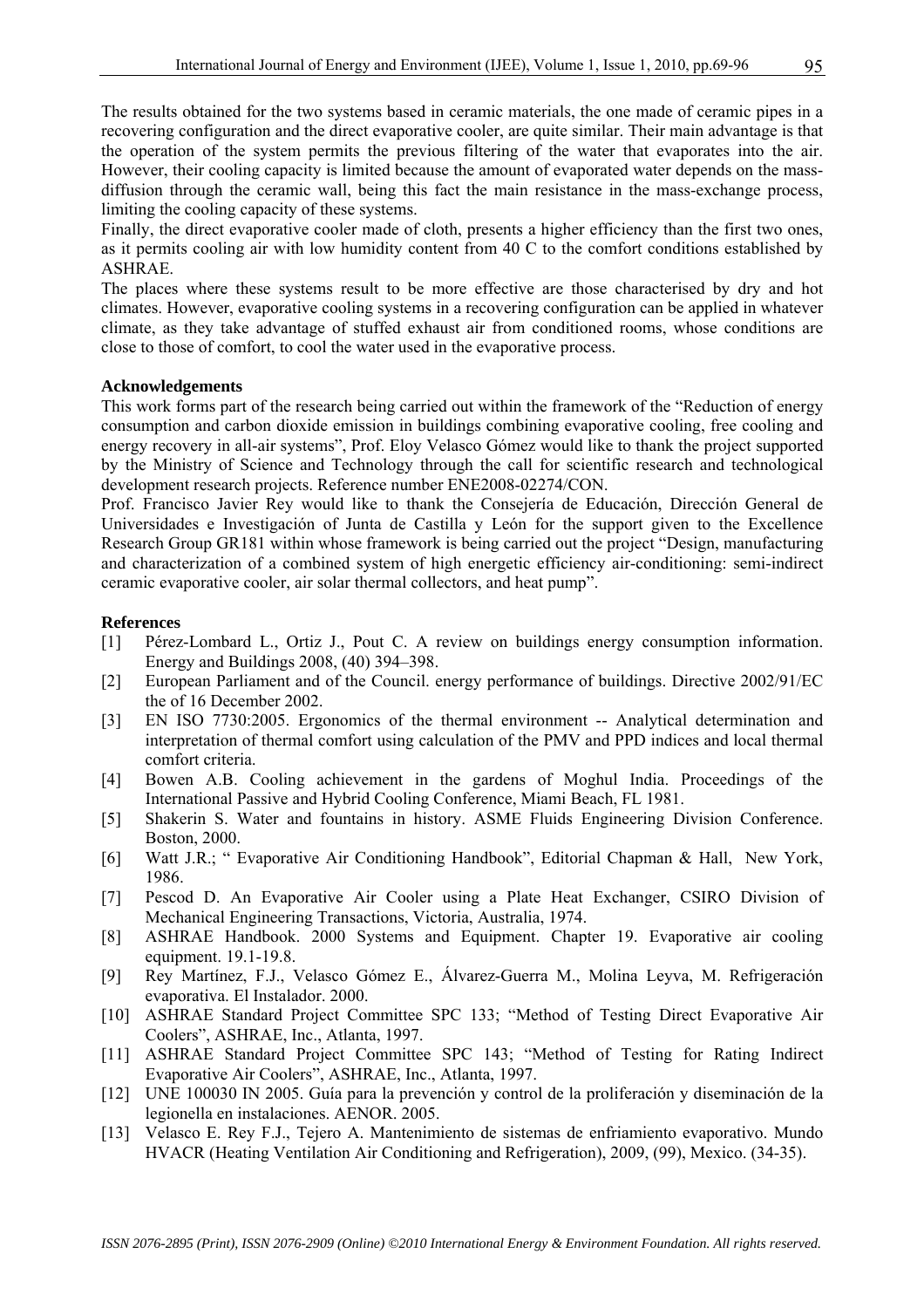The results obtained for the two systems based in ceramic materials, the one made of ceramic pipes in a recovering configuration and the direct evaporative cooler, are quite similar. Their main advantage is that the operation of the system permits the previous filtering of the water that evaporates into the air. However, their cooling capacity is limited because the amount of evaporated water depends on the mass-diffusion through the ceramic wall, being this fact the main resistance in the mass-exchange process, limiting the cooling capacity of these systems.

Finally, the direct evaporative cooler made of cloth, presents a higher efficiency than the first two ones, as it permits cooling air with low humidity content from 40 C to the comfort conditions established by ASHRAE.

The places where these systems result to be more effective are those characterised by dry and hot climates. However, evaporative cooling systems in a recovering configuration can be applied in whatever climate, as they take advantage of stuffed exhaust air from conditioned rooms, whose conditions are close to those of comfort, to cool the water used in the evaporative process.

## Acknowledgements

This work forms part of the research being carried out within the framework of the "Reduction of energy consumption and carbon dioxide emission in buildings combining evaporative cooling, free cooling and energy recovery in all-air systems", Prof. Eloy Velasco Gómez would like to thank the project supported by the Ministry of Science and Technology through the call for scientific research and technological development research projects. Reference number ENE2008-02274/CON.

Prof. Francisco Javier Rey would like to thank the Consejería de Educación, Dirección General de Universidades e Investigación of Junta de Castilla y León for the support given to the Excellence Research Group GR181 within whose framework is being carried out the project "Design, manufacturing and characterization of a combined system of high energetic efficiency air-conditioning: semi-indirect ceramic evaporative cooler, air solar thermal collectors, and heat pump".

## References

[1] Pérez-Lombard L., Ortiz J., Pout C. A review on buildings energy consumption information. Energy and Buildings 2008, (40) 394–398.

[2] European Parliament and of the Council. energy performance of buildings. Directive 2002/91/EC the of 16 December 2002.

[3] EN ISO 7730:2005. Ergonomics of the thermal environment -- Analytical determination and interpretation of thermal comfort using calculation of the PMV and PPD indices and local thermal comfort criteria.

[4] Bowen A.B. Cooling achievement in the gardens of Moghul India. Proceedings of the International Passive and Hybrid Cooling Conference, Miami Beach, FL 1981.

[5] Shakerin S. Water and fountains in history. ASME Fluids Engineering Division Conference. Boston, 2000.

[6] Watt J.R.; " Evaporative Air Conditioning Handbook", Editorial Chapman & Hall, New York, 1986.

[7] Pescod D. An Evaporative Air Cooler using a Plate Heat Exchanger, CSIRO Division of Mechanical Engineering Transactions, Victoria, Australia, 1974.

[8] ASHRAE Handbook. 2000 Systems and Equipment. Chapter 19. Evaporative air cooling equipment. 19.1-19.8.

[9] Rey Martínez, F.J., Velasco Gómez E., Álvarez-Guerra M., Molina Leyva, M. Refrigeración evaporativa. El Instalador. 2000.

[10] ASHRAE Standard Project Committee SPC 133; "Method of Testing Direct Evaporative Air Coolers", ASHRAE, Inc., Atlanta, 1997.

[11] ASHRAE Standard Project Committee SPC 143; "Method of Testing for Rating Indirect Evaporative Air Coolers", ASHRAE, Inc., Atlanta, 1997.

[12] UNE 100030 IN 2005. Guía para la prevención y control de la proliferación y diseminación de la legionella en instalaciones. AENOR. 2005.

[13] Velasco E. Rey F.J., Tejero A. Mantenimiento de sistemas de enfriamiento evaporativo. Mundo HVACR (Heating Ventilation Air Conditioning and Refrigeration), 2009, (99), Mexico. (34-35).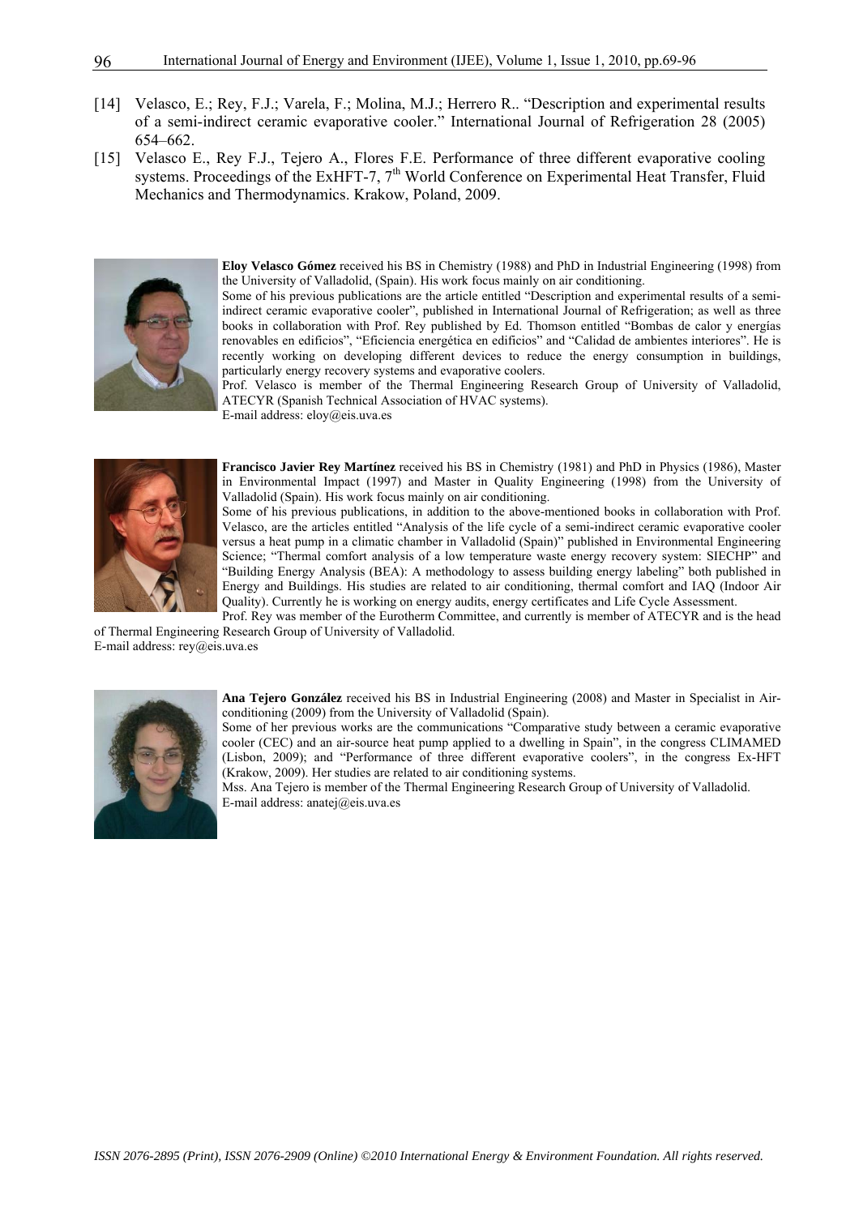[14] Velasco, E.; Rey, F.J.; Varela, F.; Molina, M.J.; Herrero R.. "Description and experimental results of a semi-indirect ceramic evaporative cooler." International Journal of Refrigeration 28 (2005) 654–662.

[15] Velasco E., Rey F.J., Tejero A., Flores F.E. Performance of three different evaporative cooling systems. Proceedings of the ExHFT-7, 7th World Conference on Experimental Heat Transfer, Fluid Mechanics and Thermodynamics. Krakow, Poland, 2009.

**Eloy Velasco Gómez** received his BS in Chemistry (1988) and PhD in Industrial Engineering (1998) from the University of Valladolid, (Spain). His work focus mainly on air conditioning.
Some of his previous publications are the article entitled "Description and experimental results of a semi-indirect ceramic evaporative cooler", published in International Journal of Refrigeration; as well as three books in collaboration with Prof. Rey published by Ed. Thomson entitled "Bombas de calor y energías renovables en edificios", "Eficiencia energética en edificios" and "Calidad de ambientes interiores". He is recently working on developing different devices to reduce the energy consumption in buildings, particularly energy recovery systems and evaporative coolers.
Prof. Velasco is member of the Thermal Engineering Research Group of University of Valladolid, ATECYR (Spanish Technical Association of HVAC systems).
E-mail address: eloy@eis.uva.es

**Francisco Javier Rey Martínez** received his BS in Chemistry (1981) and PhD in Physics (1986), Master in Environmental Impact (1997) and Master in Quality Engineering (1998) from the University of Valladolid (Spain). His work focus mainly on air conditioning.
Some of his previous publications, in addition to the above-mentioned books in collaboration with Prof. Velasco, are the articles entitled "Analysis of the life cycle of a semi-indirect ceramic evaporative cooler versus a heat pump in a climatic chamber in Valladolid (Spain)" published in Environmental Engineering Science; "Thermal comfort analysis of a low temperature waste energy recovery system: SIECHP" and "Building Energy Analysis (BEA): A methodology to assess building energy labeling" both published in Energy and Buildings. His studies are related to air conditioning, thermal comfort and IAQ (Indoor Air Quality). Currently he is working on energy audits, energy certificates and Life Cycle Assessment.
Prof. Rey was member of the Eurotherm Committee, and currently is member of ATECYR and is the head of Thermal Engineering Research Group of University of Valladolid.
E-mail address: rey@eis.uva.es

**Ana Tejero González** received his BS in Industrial Engineering (2008) and Master in Specialist in Air-conditioning (2009) from the University of Valladolid (Spain).
Some of her previous works are the communications "Comparative study between a ceramic evaporative cooler (CEC) and an air-source heat pump applied to a dwelling in Spain", in the congress CLIMAMED (Lisbon, 2009); and "Performance of three different evaporative coolers", in the congress Ex-HFT (Krakow, 2009). Her studies are related to air conditioning systems.
Mss. Ana Tejero is member of the Thermal Engineering Research Group of University of Valladolid.
E-mail address: anatej@eis.uva.es